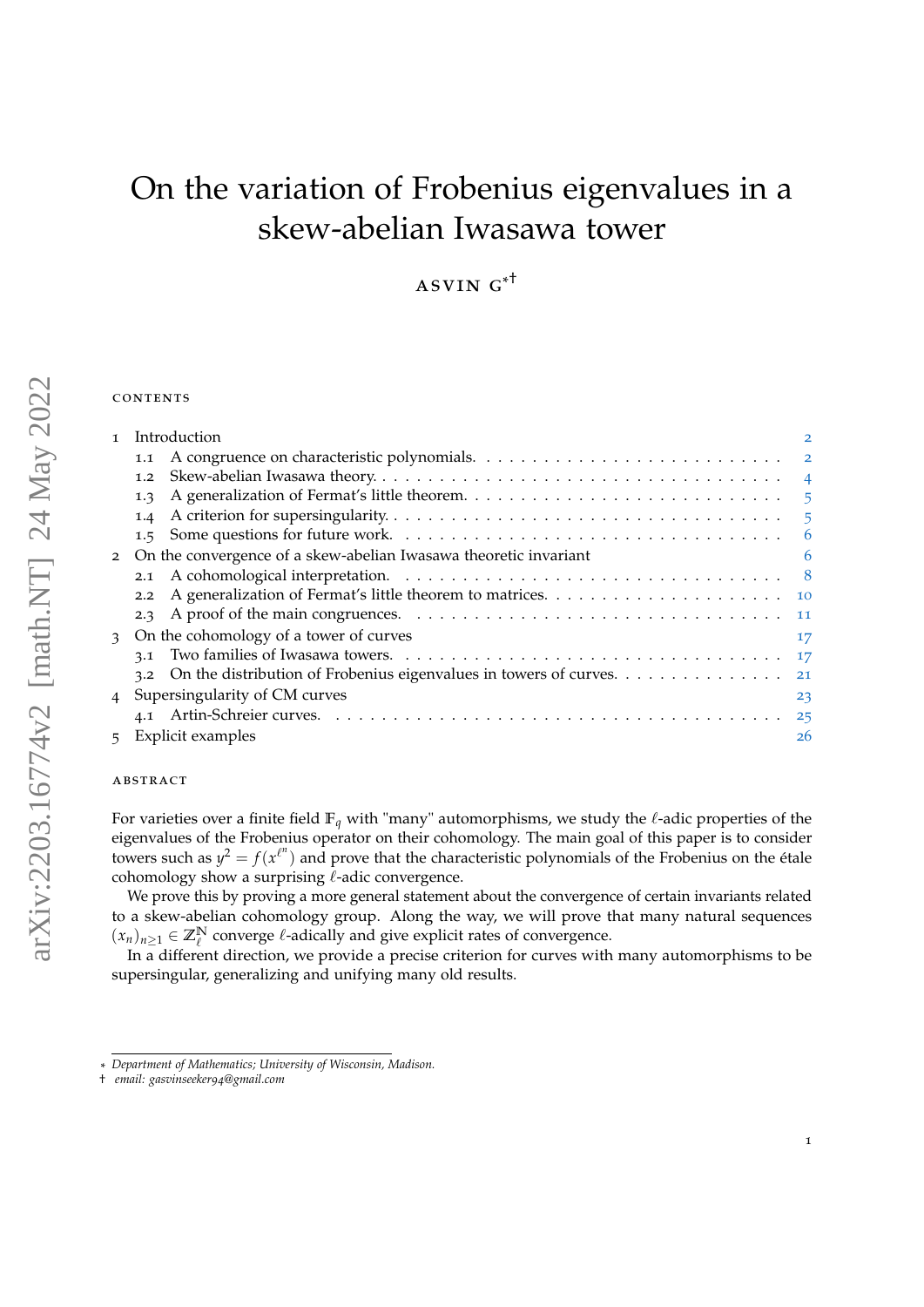# On the variation of Frobenius eigenvalues in a skew-abelian Iwasawa tower

ASVIN G[*][†]

## CONTENTS

1 Introduction 2
  1.1 A congruence on characteristic polynomials. 2
  1.2 Skew-abelian Iwasawa theory. 4
  1.3 A generalization of Fermat's little theorem. 5
  1.4 A criterion for supersingularity. 5
  1.5 Some questions for future work. 6
2 On the convergence of a skew-abelian Iwasawa theoretic invariant 6
  2.1 A cohomological interpretation. 8
  2.2 A generalization of Fermat's little theorem to matrices. 10
  2.3 A proof of the main congruences. 11
3 On the cohomology of a tower of curves 17
  3.1 Two families of Iwasawa towers. 17
  3.2 On the distribution of Frobenius eigenvalues in towers of curves. 21
4 Supersingularity of CM curves 23
  4.1 Artin-Schreier curves. 25
5 Explicit examples 26

## ABSTRACT

For varieties over a finite field $\mathbb{F}_q$ with "many" automorphisms, we study the $\ell$-adic properties of the eigenvalues of the Frobenius operator on their cohomology. The main goal of this paper is to consider towers such as $y^2 = f(x^{\ell^n})$ and prove that the characteristic polynomials of the Frobenius on the étale cohomology show a surprising $\ell$-adic convergence.

We prove this by proving a more general statement about the convergence of certain invariants related to a skew-abelian cohomology group. Along the way, we will prove that many natural sequences $(x_n)_{n\geq 1} \in \mathbb{Z}_\ell^{\mathbb{N}}$ converge $\ell$-adically and give explicit rates of convergence.

In a different direction, we provide a precise criterion for curves with many automorphisms to be supersingular, generalizing and unifying many old results.

---

[*] *Department of Mathematics; University of Wisconsin, Madison.*

[†] *email: gasvinseeker94@gmail.com*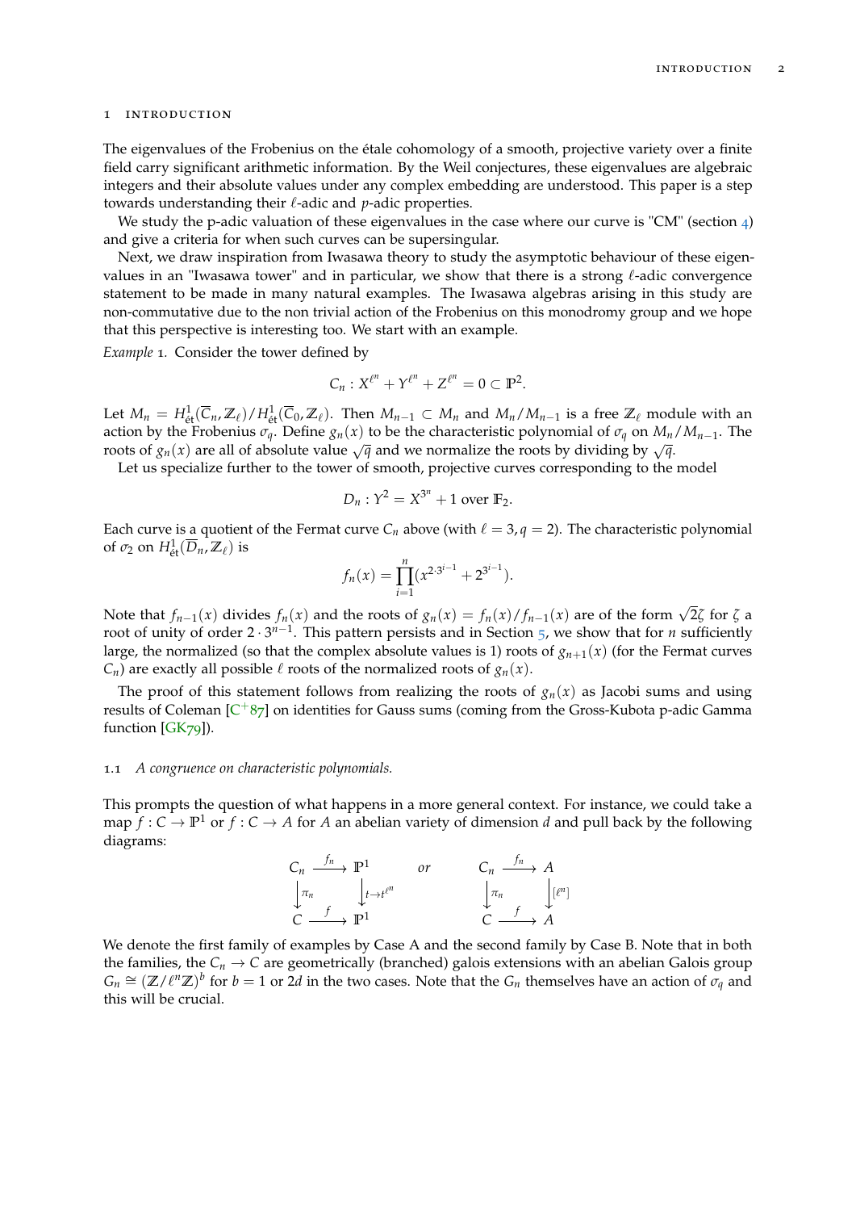## 1 Introduction

The eigenvalues of the Frobenius on the étale cohomology of a smooth, projective variety over a finite field carry significant arithmetic information. By the Weil conjectures, these eigenvalues are algebraic integers and their absolute values under any complex embedding are understood. This paper is a step towards understanding their $\ell$-adic and $p$-adic properties.

We study the p-adic valuation of these eigenvalues in the case where our curve is "CM" (section 4) and give a criteria for when such curves can be supersingular.

Next, we draw inspiration from Iwasawa theory to study the asymptotic behaviour of these eigenvalues in an "Iwasawa tower" and in particular, we show that there is a strong $\ell$-adic convergence statement to be made in many natural examples. The Iwasawa algebras arising in this study are non-commutative due to the non trivial action of the Frobenius on this monodromy group and we hope that this perspective is interesting too. We start with an example.

*Example* 1. Consider the tower defined by

$$C_n : X^{\ell^n} + Y^{\ell^n} + Z^{\ell^n} = 0 \subset \mathbb{P}^2.$$

Let $M_n = H^1_{\text{ét}}(\overline{C}_n, \mathbb{Z}_\ell)/H^1_{\text{ét}}(\overline{C}_0, \mathbb{Z}_\ell)$. Then $M_{n-1} \subset M_n$ and $M_n/M_{n-1}$ is a free $\mathbb{Z}_\ell$ module with an action by the Frobenius $\sigma_q$. Define $g_n(x)$ to be the characteristic polynomial of $\sigma_q$ on $M_n/M_{n-1}$. The roots of $g_n(x)$ are all of absolute value $\sqrt{q}$ and we normalize the roots by dividing by $\sqrt{q}$.

Let us specialize further to the tower of smooth, projective curves corresponding to the model

$$D_n : Y^2 = X^{3^n} + 1 \text{ over } \mathbb{F}_2.$$

Each curve is a quotient of the Fermat curve $C_n$ above (with $\ell = 3, q = 2$). The characteristic polynomial of $\sigma_2$ on $H^1_{\text{ét}}(\overline{D}_n, \mathbb{Z}_\ell)$ is

$$f_n(x) = \prod_{i=1}^{n}(x^{2\cdot 3^{i-1}} + 2^{3^{i-1}}).$$

Note that $f_{n-1}(x)$ divides $f_n(x)$ and the roots of $g_n(x) = f_n(x)/f_{n-1}(x)$ are of the form $\sqrt{2}\zeta$ for $\zeta$ a root of unity of order $2 \cdot 3^{n-1}$. This pattern persists and in Section 5, we show that for $n$ sufficiently large, the normalized (so that the complex absolute values is 1) roots of $g_{n+1}(x)$ (for the Fermat curves $C_n$) are exactly all possible $\ell$ roots of the normalized roots of $g_n(x)$.

The proof of this statement follows from realizing the roots of $g_n(x)$ as Jacobi sums and using results of Coleman [C+87] on identities for Gauss sums (coming from the Gross-Kubota p-adic Gamma function [GK79]).

### 1.1 *A congruence on characteristic polynomials.*

This prompts the question of what happens in a more general context. For instance, we could take a map $f : C \to \mathbb{P}^1$ or $f : C \to A$ for $A$ an abelian variety of dimension $d$ and pull back by the following diagrams:

$$\begin{array}{ccc} C_n & \xrightarrow{f_n} & \mathbb{P}^1 \\ \downarrow{\scriptstyle \pi_n} & & \downarrow{\scriptstyle t \to t^{\ell^n}} \\ C & \xrightarrow{f} & \mathbb{P}^1 \end{array} \qquad or \qquad \begin{array}{ccc} C_n & \xrightarrow{f_n} & A \\ \downarrow{\scriptstyle \pi_n} & & \downarrow{\scriptstyle [\ell^n]} \\ C & \xrightarrow{f} & A \end{array}$$

We denote the first family of examples by Case A and the second family by Case B. Note that in both the families, the $C_n \to C$ are geometrically (branched) galois extensions with an abelian Galois group $G_n \cong (\mathbb{Z}/\ell^n\mathbb{Z})^b$ for $b = 1$ or $2d$ in the two cases. Note that the $G_n$ themselves have an action of $\sigma_q$ and this will be crucial.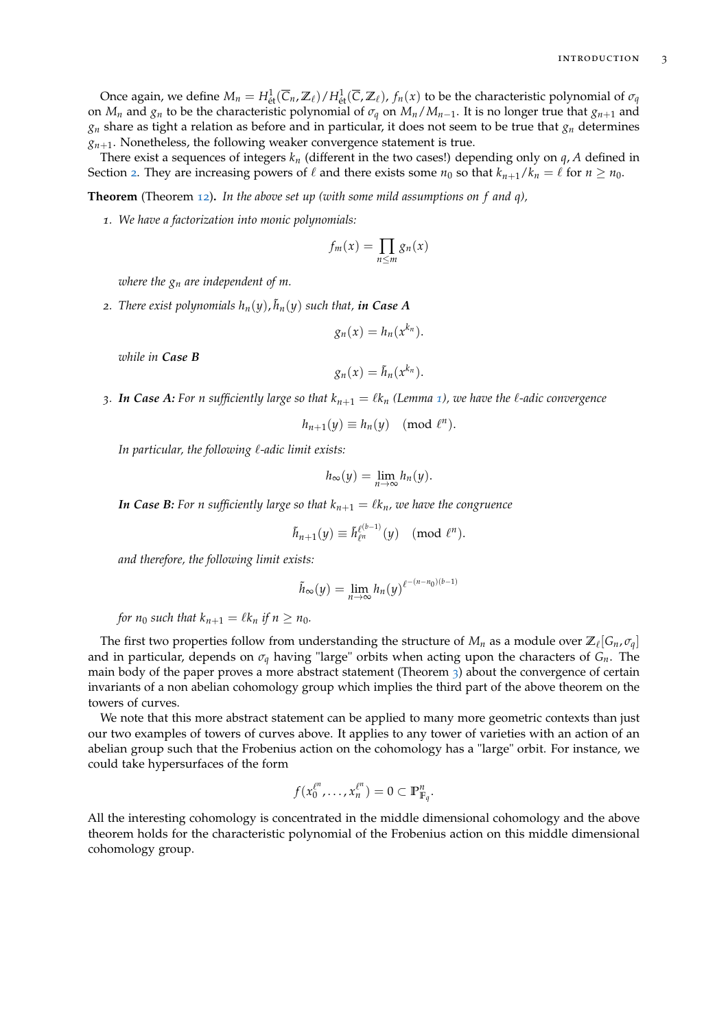Once again, we define $M_n = H^1_{\text{ét}}(\overline{C}_n, \mathbb{Z}_\ell)/H^1_{\text{ét}}(\overline{C}, \mathbb{Z}_\ell)$, $f_n(x)$ to be the characteristic polynomial of $\sigma_q$ on $M_n$ and $g_n$ to be the characteristic polynomial of $\sigma_q$ on $M_n/M_{n-1}$. It is no longer true that $g_{n+1}$ and $g_n$ share as tight a relation as before and in particular, it does not seem to be true that $g_n$ determines $g_{n+1}$. Nonetheless, the following weaker convergence statement is true.

There exist a sequences of integers $k_n$ (different in the two cases!) depending only on $q, A$ defined in Section 2. They are increasing powers of $\ell$ and there exists some $n_0$ so that $k_{n+1}/k_n = \ell$ for $n \geq n_0$.

**Theorem** (Theorem 12)**.** *In the above set up (with some mild assumptions on $f$ and $q$),*

1. *We have a factorization into monic polynomials:*

$$f_m(x) = \prod_{n \leq m} g_n(x)$$

*where the $g_n$ are independent of $m$.*

2. *There exist polynomials $h_n(y), \tilde{h}_n(y)$ such that, **in Case A***

$$g_n(x) = h_n(x^{k_n}).$$

*while in **Case B***

$$g_n(x) = \tilde{h}_n(x^{k_n}).$$

3. ***In Case A:** For $n$ sufficiently large so that $k_{n+1} = \ell k_n$ (Lemma 1), we have the $\ell$-adic convergence*

$$h_{n+1}(y) \equiv h_n(y) \pmod{\ell^n}.$$

*In particular, the following $\ell$-adic limit exists:*

$$h_\infty(y) = \lim_{n \to \infty} h_n(y).$$

***In Case B:** For $n$ sufficiently large so that $k_{n+1} = \ell k_n$, we have the congruence*

$$\tilde{h}_{n+1}(y) \equiv \tilde{h}_{\ell^n}^{\ell^{(b-1)}}(y) \pmod{\ell^n}.$$

*and therefore, the following limit exists:*

$$\tilde{h}_\infty(y) = \lim_{n \to \infty} h_n(y)^{\ell^{-(n-n_0)(b-1)}}$$

*for $n_0$ such that $k_{n+1} = \ell k_n$ if $n \geq n_0$.*

The first two properties follow from understanding the structure of $M_n$ as a module over $\mathbb{Z}_\ell[G_n, \sigma_q]$ and in particular, depends on $\sigma_q$ having "large" orbits when acting upon the characters of $G_n$. The main body of the paper proves a more abstract statement (Theorem 3) about the convergence of certain invariants of a non abelian cohomology group which implies the third part of the above theorem on the towers of curves.

We note that this more abstract statement can be applied to many more geometric contexts than just our two examples of towers of curves above. It applies to any tower of varieties with an action of an abelian group such that the Frobenius action on the cohomology has a "large" orbit. For instance, we could take hypersurfaces of the form

$$f(x_0^{\ell^n}, \ldots, x_n^{\ell^n}) = 0 \subset \mathbb{P}^n_{\mathbb{F}_q}.$$

All the interesting cohomology is concentrated in the middle dimensional cohomology and the above theorem holds for the characteristic polynomial of the Frobenius action on this middle dimensional cohomology group.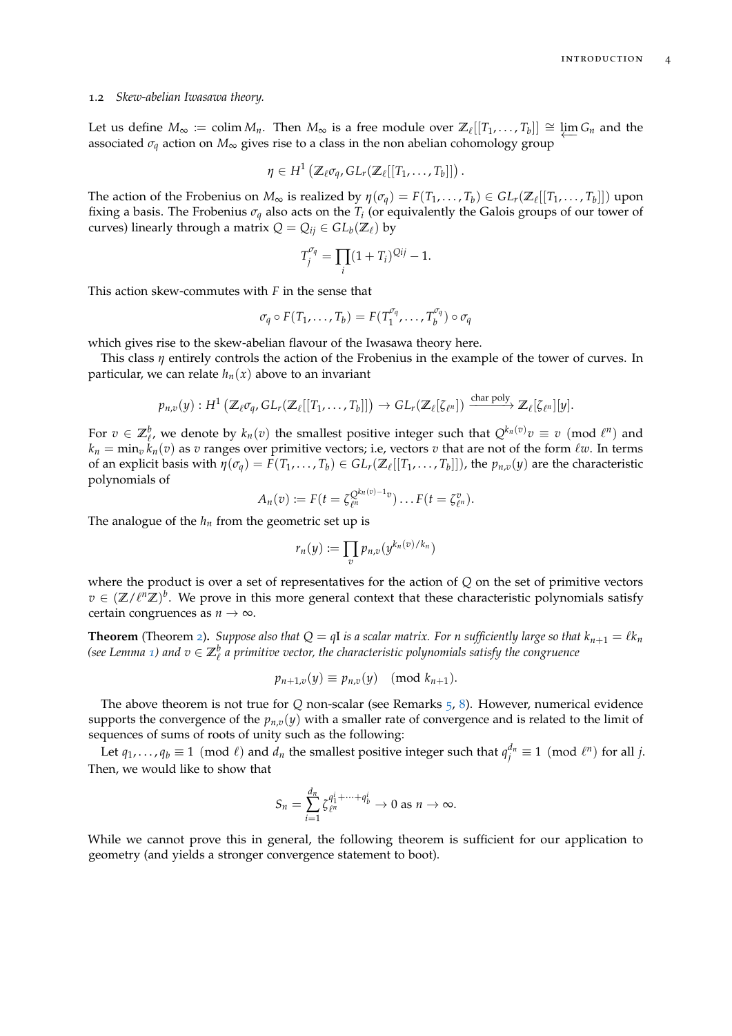## 1.2 *Skew-abelian Iwasawa theory.*

Let us define $M_\infty := \operatorname{colim} M_n$. Then $M_\infty$ is a free module over $\mathbb{Z}_\ell[[T_1, \dots, T_b]] \cong \varprojlim G_n$ and the associated $\sigma_q$ action on $M_\infty$ gives rise to a class in the non abelian cohomology group

$$\eta \in H^1\left(\mathbb{Z}_\ell \sigma_q, GL_r(\mathbb{Z}_\ell[[T_1, \dots, T_b]]\right).$$

The action of the Frobenius on $M_\infty$ is realized by $\eta(\sigma_q) = F(T_1, \dots, T_b) \in GL_r(\mathbb{Z}_\ell[[T_1, \dots, T_b]])$ upon fixing a basis. The Frobenius $\sigma_q$ also acts on the $T_i$ (or equivalently the Galois groups of our tower of curves) linearly through a matrix $Q = Q_{ij} \in GL_b(\mathbb{Z}_\ell)$ by

$$T_j^{\sigma_q} = \prod_i (1 + T_i)^{Qij} - 1.$$

This action skew-commutes with $F$ in the sense that

$$\sigma_q \circ F(T_1, \dots, T_b) = F(T_1^{\sigma_q}, \dots, T_b^{\sigma_q}) \circ \sigma_q$$

which gives rise to the skew-abelian flavour of the Iwasawa theory here.

This class $\eta$ entirely controls the action of the Frobenius in the example of the tower of curves. In particular, we can relate $h_n(x)$ above to an invariant

$$p_{n,v}(y) : H^1\left(\mathbb{Z}_\ell \sigma_q, GL_r(\mathbb{Z}_\ell[[T_1, \dots, T_b]]\right) \to GL_r(\mathbb{Z}_\ell[\zeta_{\ell^n}]) \xrightarrow{\text{char poly}} \mathbb{Z}_\ell[\zeta_{\ell^n}][y].$$

For $v \in \mathbb{Z}_\ell^b$, we denote by $k_n(v)$ the smallest positive integer such that $Q^{k_n(v)} v \equiv v \pmod{\ell^n}$ and $k_n = \min_v k_n(v)$ as $v$ ranges over primitive vectors; i.e, vectors $v$ that are not of the form $\ell w$. In terms of an explicit basis with $\eta(\sigma_q) = F(T_1, \dots, T_b) \in GL_r(\mathbb{Z}_\ell[[T_1, \dots, T_b]])$, the $p_{n,v}(y)$ are the characteristic polynomials of

$$A_n(v) := F(t = \zeta_{\ell^n}^{Q^{k_n(v)-1} v}) \dots F(t = \zeta_{\ell^n}^{v}).$$

The analogue of the $h_n$ from the geometric set up is

$$r_n(y) := \prod_v p_{n,v}(y^{k_n(v)/k_n})$$

where the product is over a set of representatives for the action of $Q$ on the set of primitive vectors $v \in (\mathbb{Z}/\ell^n\mathbb{Z})^b$. We prove in this more general context that these characteristic polynomials satisfy certain congruences as $n \to \infty$.

**Theorem** (Theorem 2). *Suppose also that $Q = q\mathrm{I}$ is a scalar matrix. For $n$ sufficiently large so that $k_{n+1} = \ell k_n$ (see Lemma 1) and $v \in \mathbb{Z}_\ell^b$ a primitive vector, the characteristic polynomials satisfy the congruence*

$$p_{n+1,v}(y) \equiv p_{n,v}(y) \pmod{k_{n+1}}.$$

The above theorem is not true for $Q$ non-scalar (see Remarks 5, 8). However, numerical evidence supports the convergence of the $p_{n,v}(y)$ with a smaller rate of convergence and is related to the limit of sequences of sums of roots of unity such as the following:

Let $q_1, \dots, q_b \equiv 1 \pmod{\ell}$ and $d_n$ the smallest positive integer such that $q_j^{d_n} \equiv 1 \pmod{\ell^n}$ for all $j$. Then, we would like to show that

$$S_n = \sum_{i=1}^{d_n} \zeta_{\ell^n}^{q_1^i + \dots + q_b^i} \to 0 \text{ as } n \to \infty.$$

While we cannot prove this in general, the following theorem is sufficient for our application to geometry (and yields a stronger convergence statement to boot).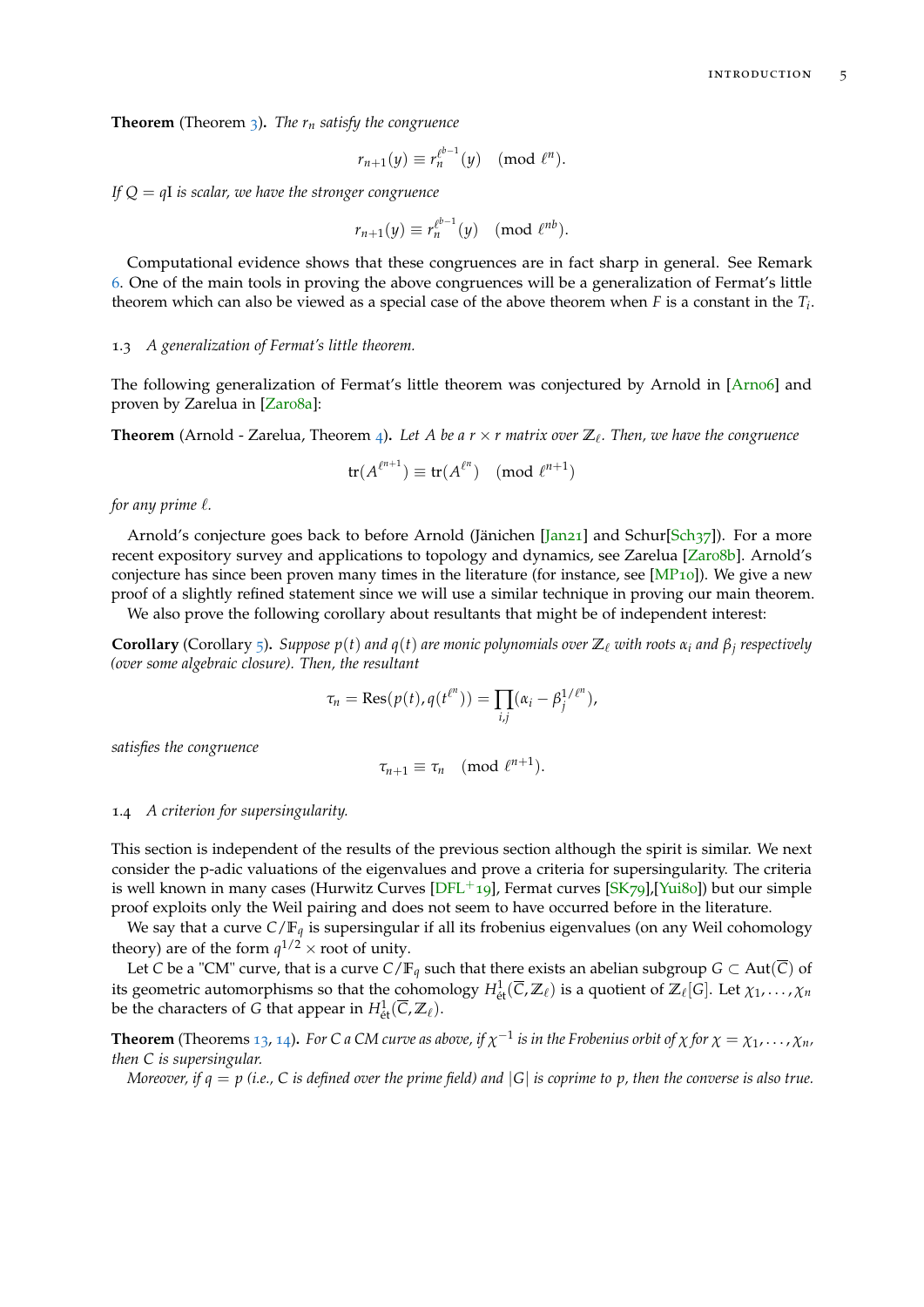**Theorem** (Theorem 3)**.** *The $r_n$ satisfy the congruence*

$$r_{n+1}(y) \equiv r_n^{\ell^{b-1}}(y) \pmod{\ell^n}.$$

*If $Q = q\mathrm{I}$ is scalar, we have the stronger congruence*

$$r_{n+1}(y) \equiv r_n^{\ell^{b-1}}(y) \pmod{\ell^{nb}}.$$

Computational evidence shows that these congruences are in fact sharp in general. See Remark 6. One of the main tools in proving the above congruences will be a generalization of Fermat's little theorem which can also be viewed as a special case of the above theorem when $F$ is a constant in the $T_i$.

### 1.3 *A generalization of Fermat's little theorem.*

The following generalization of Fermat's little theorem was conjectured by Arnold in [Arn06] and proven by Zarelua in [Zar08a]:

**Theorem** (Arnold - Zarelua, Theorem 4)**.** *Let $A$ be a $r \times r$ matrix over $\mathbb{Z}_\ell$. Then, we have the congruence*

$$\mathrm{tr}(A^{\ell^{n+1}}) \equiv \mathrm{tr}(A^{\ell^n}) \pmod{\ell^{n+1}}$$

*for any prime $\ell$.*

Arnold's conjecture goes back to before Arnold (Jänichen [Jan21] and Schur[Sch37]). For a more recent expository survey and applications to topology and dynamics, see Zarelua [Zar08b]. Arnold's conjecture has since been proven many times in the literature (for instance, see [MP10]). We give a new proof of a slightly refined statement since we will use a similar technique in proving our main theorem.

We also prove the following corollary about resultants that might be of independent interest:

**Corollary** (Corollary 5)**.** *Suppose $p(t)$ and $q(t)$ are monic polynomials over $\mathbb{Z}_\ell$ with roots $\alpha_i$ and $\beta_j$ respectively (over some algebraic closure). Then, the resultant*

$$\tau_n = \mathrm{Res}(p(t), q(t^{\ell^n})) = \prod_{i,j} (\alpha_i - \beta_j^{1/\ell^n}),$$

*satisfies the congruence*

$$\tau_{n+1} \equiv \tau_n \pmod{\ell^{n+1}}.$$

### 1.4 *A criterion for supersingularity.*

This section is independent of the results of the previous section although the spirit is similar. We next consider the p-adic valuations of the eigenvalues and prove a criteria for supersingularity. The criteria is well known in many cases (Hurwitz Curves [DFL+19], Fermat curves [SK79],[Yui80]) but our simple proof exploits only the Weil pairing and does not seem to have occurred before in the literature.

We say that a curve $C/\mathbb{F}_q$ is supersingular if all its frobenius eigenvalues (on any Weil cohomology theory) are of the form $q^{1/2} \times$ root of unity.

Let $C$ be a "CM" curve, that is a curve $C/\mathbb{F}_q$ such that there exists an abelian subgroup $G \subset \mathrm{Aut}(\overline{C})$ of its geometric automorphisms so that the cohomology $H^1_{\text{ét}}(\overline{C}, \mathbb{Z}_\ell)$ is a quotient of $\mathbb{Z}_\ell[G]$. Let $\chi_1, \ldots, \chi_n$ be the characters of $G$ that appear in $H^1_{\text{ét}}(\overline{C}, \mathbb{Z}_\ell)$.

**Theorem** (Theorems 13, 14)**.** *For $C$ a CM curve as above, if $\chi^{-1}$ is in the Frobenius orbit of $\chi$ for $\chi = \chi_1, \ldots, \chi_n$, then $C$ is supersingular.*

*Moreover, if $q = p$ (i.e., $C$ is defined over the prime field) and $|G|$ is coprime to $p$, then the converse is also true.*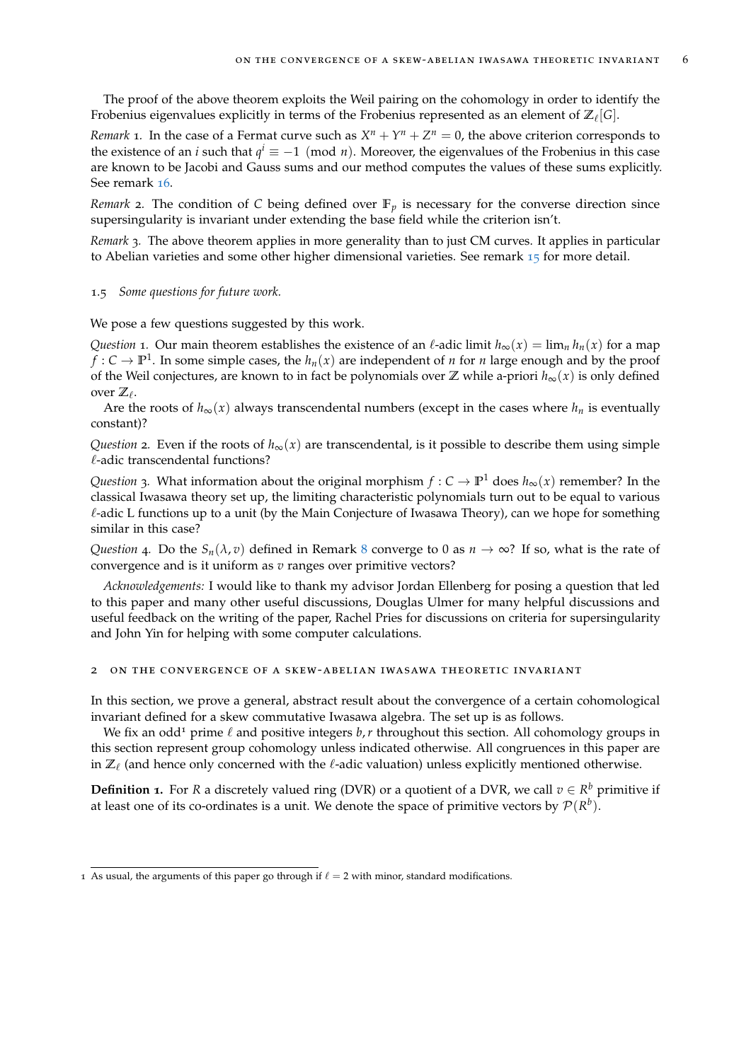The proof of the above theorem exploits the Weil pairing on the cohomology in order to identify the Frobenius eigenvalues explicitly in terms of the Frobenius represented as an element of $\mathbb{Z}_\ell[G]$.

*Remark* 1. In the case of a Fermat curve such as $X^n + Y^n + Z^n = 0$, the above criterion corresponds to the existence of an $i$ such that $q^i \equiv -1 \pmod{n}$. Moreover, the eigenvalues of the Frobenius in this case are known to be Jacobi and Gauss sums and our method computes the values of these sums explicitly. See remark 16.

*Remark* 2. The condition of $C$ being defined over $\mathbb{F}_p$ is necessary for the converse direction since supersingularity is invariant under extending the base field while the criterion isn't.

*Remark* 3. The above theorem applies in more generality than to just CM curves. It applies in particular to Abelian varieties and some other higher dimensional varieties. See remark 15 for more detail.

### 1.5 *Some questions for future work.*

We pose a few questions suggested by this work.

*Question* 1. Our main theorem establishes the existence of an $\ell$-adic limit $h_\infty(x) = \lim_n h_n(x)$ for a map $f : C \to \mathbb{P}^1$. In some simple cases, the $h_n(x)$ are independent of $n$ for $n$ large enough and by the proof of the Weil conjectures, are known to in fact be polynomials over $\mathbb{Z}$ while a-priori $h_\infty(x)$ is only defined over $\mathbb{Z}_\ell$.

Are the roots of $h_\infty(x)$ always transcendental numbers (except in the cases where $h_n$ is eventually constant)?

*Question* 2. Even if the roots of $h_\infty(x)$ are transcendental, is it possible to describe them using simple $\ell$-adic transcendental functions?

*Question* 3. What information about the original morphism $f : C \to \mathbb{P}^1$ does $h_\infty(x)$ remember? In the classical Iwasawa theory set up, the limiting characteristic polynomials turn out to be equal to various $\ell$-adic L functions up to a unit (by the Main Conjecture of Iwasawa Theory), can we hope for something similar in this case?

*Question* 4. Do the $S_n(\lambda, v)$ defined in Remark 8 converge to 0 as $n \to \infty$? If so, what is the rate of convergence and is it uniform as $v$ ranges over primitive vectors?

*Acknowledgements:* I would like to thank my advisor Jordan Ellenberg for posing a question that led to this paper and many other useful discussions, Douglas Ulmer for many helpful discussions and useful feedback on the writing of the paper, Rachel Pries for discussions on criteria for supersingularity and John Yin for helping with some computer calculations.

## 2 On the convergence of a skew-abelian Iwasawa theoretic invariant

In this section, we prove a general, abstract result about the convergence of a certain cohomological invariant defined for a skew commutative Iwasawa algebra. The set up is as follows.

We fix an odd[1] prime $\ell$ and positive integers $b, r$ throughout this section. All cohomology groups in this section represent group cohomology unless indicated otherwise. All congruences in this paper are in $\mathbb{Z}_\ell$ (and hence only concerned with the $\ell$-adic valuation) unless explicitly mentioned otherwise.

**Definition 1.** For $R$ a discretely valued ring (DVR) or a quotient of a DVR, we call $v \in R^b$ primitive if at least one of its co-ordinates is a unit. We denote the space of primitive vectors by $\mathcal{P}(R^b)$.

[1] As usual, the arguments of this paper go through if $\ell = 2$ with minor, standard modifications.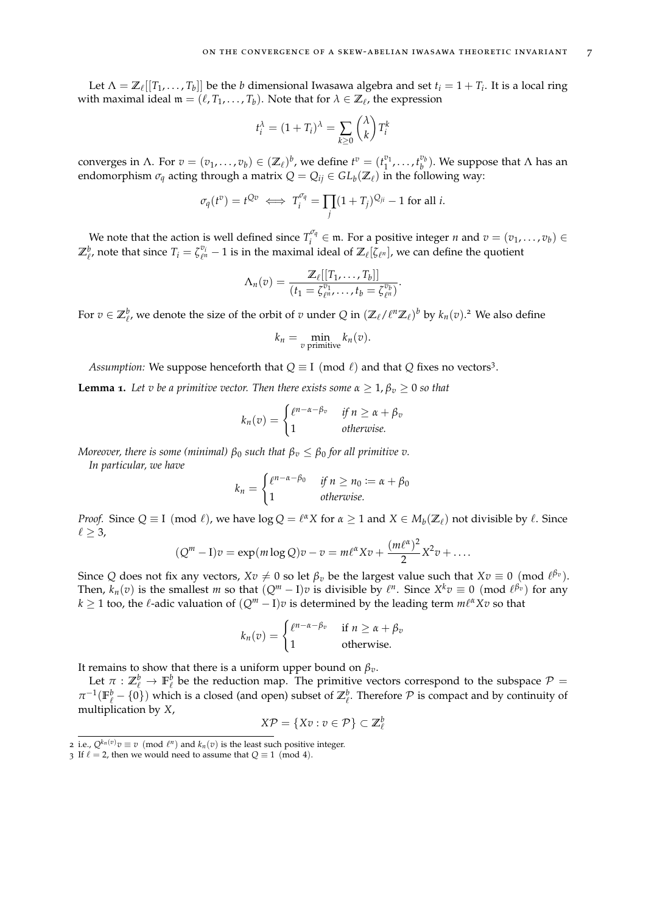Let $\Lambda = \mathbb{Z}_\ell[[T_1, \dots, T_b]]$ be the $b$ dimensional Iwasawa algebra and set $t_i = 1 + T_i$. It is a local ring with maximal ideal $\mathfrak{m} = (\ell, T_1, \dots, T_b)$. Note that for $\lambda \in \mathbb{Z}_\ell$, the expression

$$t_i^\lambda = (1+T_i)^\lambda = \sum_{k \geq 0} \binom{\lambda}{k} T_i^k$$

converges in $\Lambda$. For $v = (v_1, \dots, v_b) \in (\mathbb{Z}_\ell)^b$, we define $t^v = (t_1^{v_1}, \dots, t_b^{v_b})$. We suppose that $\Lambda$ has an endomorphism $\sigma_q$ acting through a matrix $Q = Q_{ij} \in GL_b(\mathbb{Z}_\ell)$ in the following way:

$$\sigma_q(t^v) = t^{Qv} \iff T_i^{\sigma_q} = \prod_j (1+T_j)^{Q_{ji}} - 1 \text{ for all } i.$$

We note that the action is well defined since $T_i^{\sigma_q} \in \mathfrak{m}$. For a positive integer $n$ and $v = (v_1, \dots, v_b) \in \mathbb{Z}_\ell^b$, note that since $T_i = \zeta_{\ell^n}^{v_i} - 1$ is in the maximal ideal of $\mathbb{Z}_\ell[\zeta_{\ell^n}]$, we can define the quotient

$$\Lambda_n(v) = \frac{\mathbb{Z}_\ell[[T_1, \dots, T_b]]}{(t_1 = \zeta_{\ell^n}^{v_1}, \dots, t_b = \zeta_{\ell^n}^{v_b})}.$$

For $v \in \mathbb{Z}_\ell^b$, we denote the size of the orbit of $v$ under $Q$ in $(\mathbb{Z}_\ell/\ell^n\mathbb{Z}_\ell)^b$ by $k_n(v)$.[2] We also define

$$k_n = \min_{v \text{ primitive}} k_n(v).$$

*Assumption:* We suppose henceforth that $Q \equiv \mathrm{I} \pmod{\ell}$ and that $Q$ fixes no vectors[3].

**Lemma 1.** *Let $v$ be a primitive vector. Then there exists some $\alpha \geq 1, \beta_v \geq 0$ so that*

$$k_n(v) = \begin{cases} \ell^{n-\alpha-\beta_v} & \text{if } n \geq \alpha + \beta_v \\ 1 & \text{otherwise.} \end{cases}$$

*Moreover, there is some (minimal) $\beta_0$ such that $\beta_v \leq \beta_0$ for all primitive $v$.*

*In particular, we have*

$$k_n = \begin{cases} \ell^{n-\alpha-\beta_0} & \text{if } n \geq n_0 := \alpha + \beta_0 \\ 1 & \text{otherwise.} \end{cases}$$

*Proof.* Since $Q \equiv \mathrm{I} \pmod{\ell}$, we have $\log Q = \ell^\alpha X$ for $\alpha \geq 1$ and $X \in M_b(\mathbb{Z}_\ell)$ not divisible by $\ell$. Since $\ell \geq 3$,

$$(Q^m - \mathrm{I})v = \exp(m \log Q)v - v = m\ell^\alpha X v + \frac{(m\ell^\alpha)^2}{2} X^2 v + \dots.$$

Since $Q$ does not fix any vectors, $Xv \neq 0$ so let $\beta_v$ be the largest value such that $Xv \equiv 0 \pmod{\ell^{\beta_v}}$. Then, $k_n(v)$ is the smallest $m$ so that $(Q^m - \mathrm{I})v$ is divisible by $\ell^n$. Since $X^k v \equiv 0 \pmod{\ell^{\beta_v}}$ for any $k \geq 1$ too, the $\ell$-adic valuation of $(Q^m - \mathrm{I})v$ is determined by the leading term $m\ell^\alpha X v$ so that

$$k_n(v) = \begin{cases} \ell^{n-\alpha-\beta_v} & \text{if } n \geq \alpha + \beta_v \\ 1 & \text{otherwise.} \end{cases}$$

It remains to show that there is a uniform upper bound on $\beta_v$.

Let $\pi : \mathbb{Z}_\ell^b \to \mathbb{F}_\ell^b$ be the reduction map. The primitive vectors correspond to the subspace $\mathcal{P} = \pi^{-1}(\mathbb{F}_\ell^b - \{0\})$ which is a closed (and open) subset of $\mathbb{Z}_\ell^b$. Therefore $\mathcal{P}$ is compact and by continuity of multiplication by $X$,

$$X\mathcal{P} = \{Xv : v \in \mathcal{P}\} \subset \mathbb{Z}_\ell^b$$

---

[2] i.e., $Q^{k_n(v)} v \equiv v \pmod{\ell^n}$ and $k_n(v)$ is the least such positive integer.

[3] If $\ell = 2$, then we would need to assume that $Q \equiv 1 \pmod{4}$.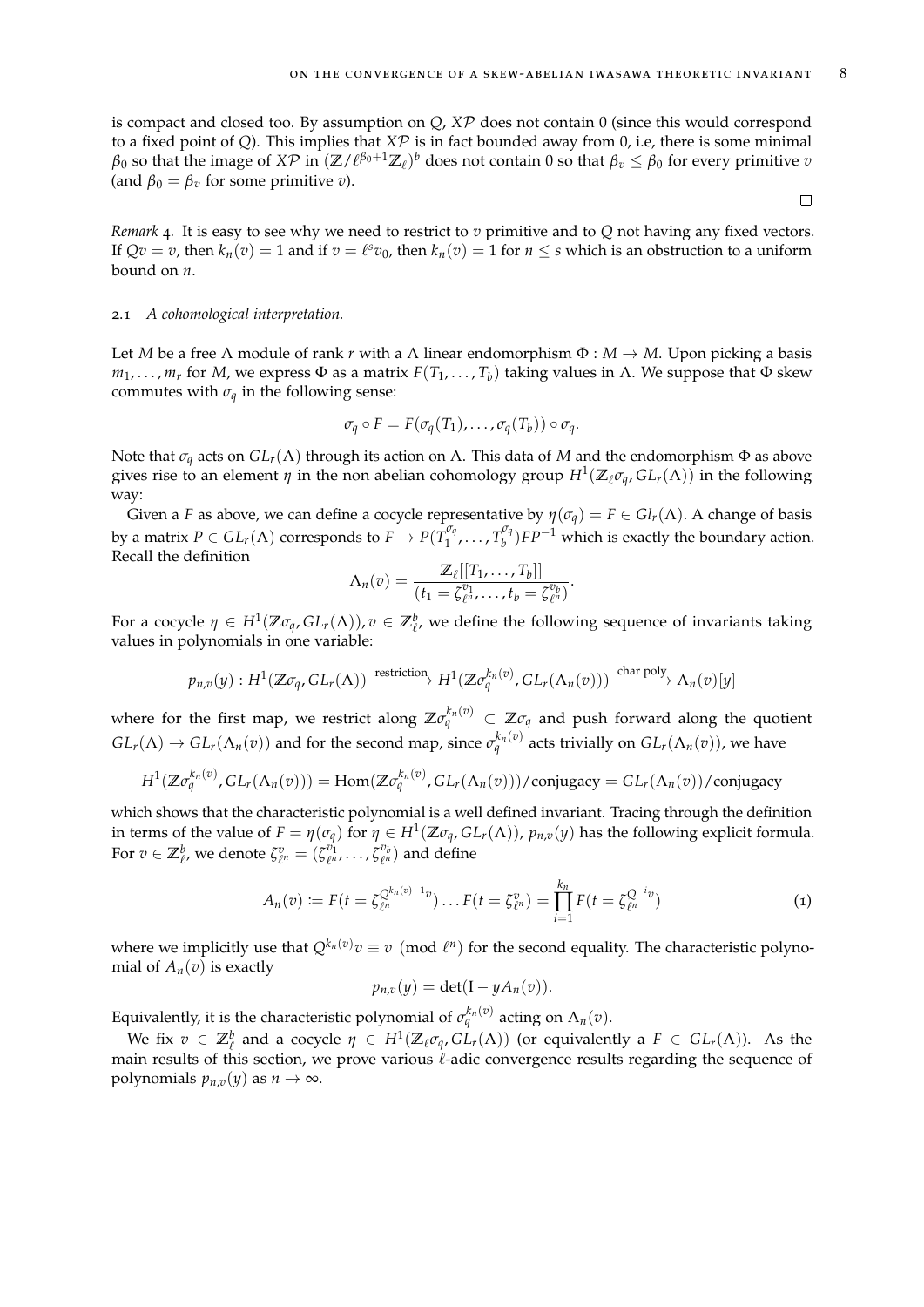is compact and closed too. By assumption on $Q$, $X\mathcal{P}$ does not contain 0 (since this would correspond to a fixed point of $Q$). This implies that $X\mathcal{P}$ is in fact bounded away from 0, i.e, there is some minimal $\beta_0$ so that the image of $X\mathcal{P}$ in $(\mathbb{Z}/\ell^{\beta_0+1}\mathbb{Z}_\ell)^b$ does not contain 0 so that $\beta_v \leq \beta_0$ for every primitive $v$ (and $\beta_0 = \beta_v$ for some primitive $v$). □

*Remark* 4. It is easy to see why we need to restrict to $v$ primitive and to $Q$ not having any fixed vectors. If $Qv = v$, then $k_n(v) = 1$ and if $v = \ell^s v_0$, then $k_n(v) = 1$ for $n \leq s$ which is an obstruction to a uniform bound on $n$.

### 2.1 *A cohomological interpretation.*

Let $M$ be a free $\Lambda$ module of rank $r$ with a $\Lambda$ linear endomorphism $\Phi : M \to M$. Upon picking a basis $m_1, \ldots, m_r$ for $M$, we express $\Phi$ as a matrix $F(T_1, \ldots, T_b)$ taking values in $\Lambda$. We suppose that $\Phi$ skew commutes with $\sigma_q$ in the following sense:

$$\sigma_q \circ F = F(\sigma_q(T_1), \ldots, \sigma_q(T_b)) \circ \sigma_q.$$

Note that $\sigma_q$ acts on $GL_r(\Lambda)$ through its action on $\Lambda$. This data of $M$ and the endomorphism $\Phi$ as above gives rise to an element $\eta$ in the non abelian cohomology group $H^1(\mathbb{Z}_\ell \sigma_q, GL_r(\Lambda))$ in the following way:

Given a $F$ as above, we can define a cocycle representative by $\eta(\sigma_q) = F \in Gl_r(\Lambda)$. A change of basis by a matrix $P \in GL_r(\Lambda)$ corresponds to $F \to P(T_1^{\sigma_q}, \ldots, T_b^{\sigma_q})FP^{-1}$ which is exactly the boundary action. Recall the definition

$$\Lambda_n(v) = \frac{\mathbb{Z}_\ell[[T_1, \ldots, T_b]]}{(t_1 = \zeta_{\ell^n}^{v_1}, \ldots, t_b = \zeta_{\ell^n}^{v_b})}.$$

For a cocycle $\eta \in H^1(\mathbb{Z}\sigma_q, GL_r(\Lambda)), v \in \mathbb{Z}_\ell^b$, we define the following sequence of invariants taking values in polynomials in one variable:

$$p_{n,v}(y) : H^1(\mathbb{Z}\sigma_q, GL_r(\Lambda)) \xrightarrow{\text{restriction}} H^1(\mathbb{Z}\sigma_q^{k_n(v)}, GL_r(\Lambda_n(v))) \xrightarrow{\text{char poly}} \Lambda_n(v)[y]$$

where for the first map, we restrict along $\mathbb{Z}\sigma_q^{k_n(v)} \subset \mathbb{Z}\sigma_q$ and push forward along the quotient $GL_r(\Lambda) \to GL_r(\Lambda_n(v))$ and for the second map, since $\sigma_q^{k_n(v)}$ acts trivially on $GL_r(\Lambda_n(v))$, we have

$$H^1(\mathbb{Z}\sigma_q^{k_n(v)}, GL_r(\Lambda_n(v))) = \mathrm{Hom}(\mathbb{Z}\sigma_q^{k_n(v)}, GL_r(\Lambda_n(v)))/\text{conjugacy} = GL_r(\Lambda_n(v))/\text{conjugacy}$$

which shows that the characteristic polynomial is a well defined invariant. Tracing through the definition in terms of the value of $F = \eta(\sigma_q)$ for $\eta \in H^1(\mathbb{Z}\sigma_q, GL_r(\Lambda))$, $p_{n,v}(y)$ has the following explicit formula. For $v \in \mathbb{Z}_\ell^b$, we denote $\zeta_{\ell^n}^v = (\zeta_{\ell^n}^{v_1}, \ldots, \zeta_{\ell^n}^{v_b})$ and define

$$A_n(v) := F(t = \zeta_{\ell^n}^{Q^{k_n(v)-1}v}) \ldots F(t = \zeta_{\ell^n}^{v}) = \prod_{i=1}^{k_n} F(t = \zeta_{\ell^n}^{Q^{-i}v}) \tag{1}$$

where we implicitly use that $Q^{k_n(v)}v \equiv v \pmod{\ell^n}$ for the second equality. The characteristic polynomial of $A_n(v)$ is exactly

$$p_{n,v}(y) = \det(\mathrm{I} - yA_n(v)).$$

Equivalently, it is the characteristic polynomial of $\sigma_q^{k_n(v)}$ acting on $\Lambda_n(v)$.

We fix $v \in \mathbb{Z}_\ell^b$ and a cocycle $\eta \in H^1(\mathbb{Z}_\ell \sigma_q, GL_r(\Lambda))$ (or equivalently a $F \in GL_r(\Lambda)$). As the main results of this section, we prove various $\ell$-adic convergence results regarding the sequence of polynomials $p_{n,v}(y)$ as $n \to \infty$.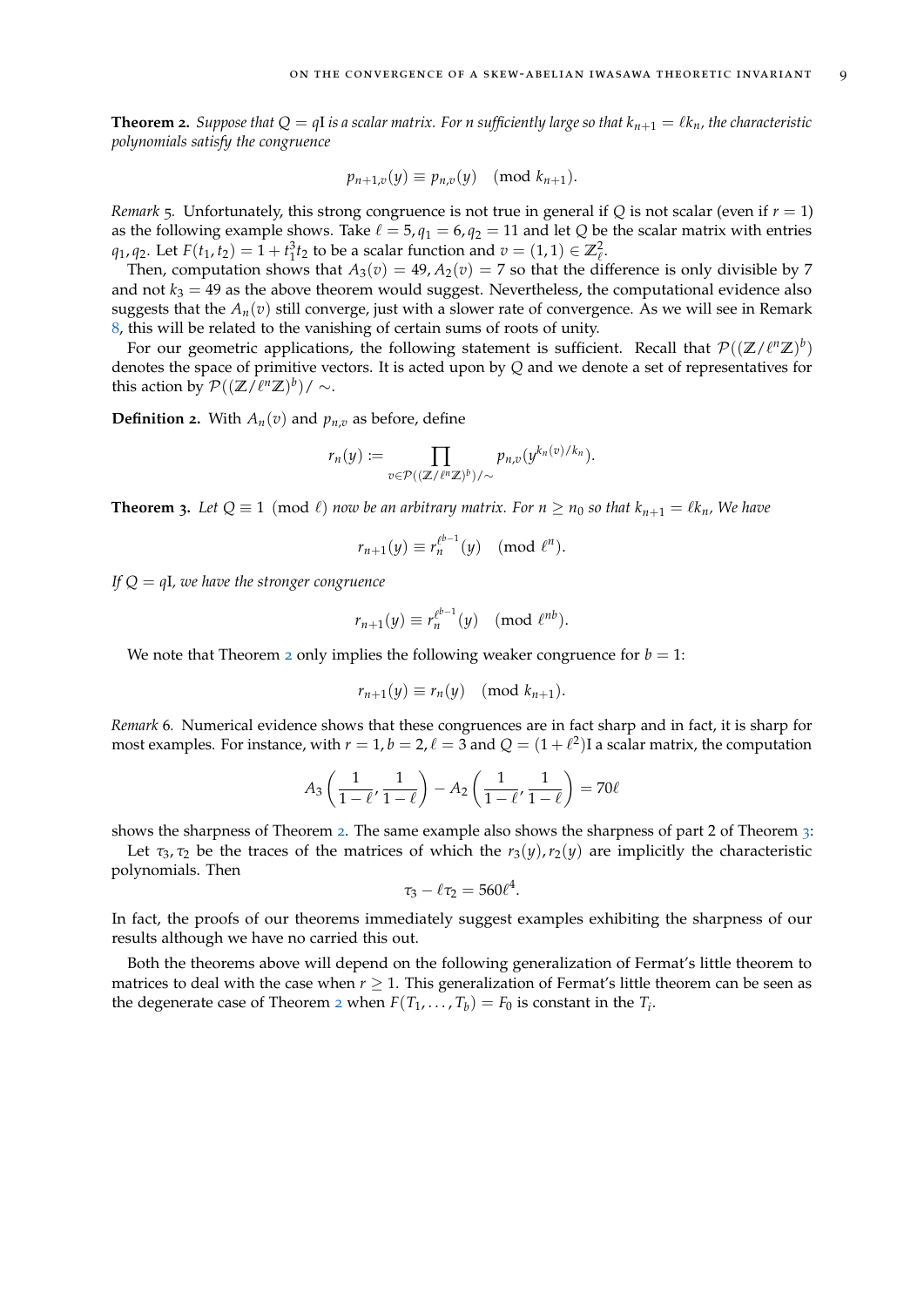**Theorem 2.** *Suppose that $Q = q\mathrm{I}$ is a scalar matrix. For $n$ sufficiently large so that $k_{n+1} = \ell k_n$, the characteristic polynomials satisfy the congruence*

$$p_{n+1,v}(y) \equiv p_{n,v}(y) \pmod{k_{n+1}}.$$

*Remark* 5*.* Unfortunately, this strong congruence is not true in general if $Q$ is not scalar (even if $r = 1$) as the following example shows. Take $\ell = 5, q_1 = 6, q_2 = 11$ and let $Q$ be the scalar matrix with entries $q_1, q_2$. Let $F(t_1, t_2) = 1 + t_1^3 t_2$ to be a scalar function and $v = (1, 1) \in \mathbb{Z}_\ell^2$.

Then, computation shows that $A_3(v) = 49, A_2(v) = 7$ so that the difference is only divisible by 7 and not $k_3 = 49$ as the above theorem would suggest. Nevertheless, the computational evidence also suggests that the $A_n(v)$ still converge, just with a slower rate of convergence. As we will see in Remark 8, this will be related to the vanishing of certain sums of roots of unity.

For our geometric applications, the following statement is sufficient. Recall that $\mathcal{P}((\mathbb{Z}/\ell^n\mathbb{Z})^b)$ denotes the space of primitive vectors. It is acted upon by $Q$ and we denote a set of representatives for this action by $\mathcal{P}((\mathbb{Z}/\ell^n\mathbb{Z})^b)/\sim$.

**Definition 2.** With $A_n(v)$ and $p_{n,v}$ as before, define

$$r_n(y) := \prod_{v \in \mathcal{P}((\mathbb{Z}/\ell^n\mathbb{Z})^b)/\sim} p_{n,v}(y^{k_n(v)/k_n}).$$

**Theorem 3.** *Let $Q \equiv 1 \pmod{\ell}$ now be an arbitrary matrix. For $n \geq n_0$ so that $k_{n+1} = \ell k_n$, We have*

$$r_{n+1}(y) \equiv r_n^{\ell^{b-1}}(y) \pmod{\ell^n}.$$

*If $Q = q\mathrm{I}$, we have the stronger congruence*

$$r_{n+1}(y) \equiv r_n^{\ell^{b-1}}(y) \pmod{\ell^{nb}}.$$

We note that Theorem 2 only implies the following weaker congruence for $b = 1$:

$$r_{n+1}(y) \equiv r_n(y) \pmod{k_{n+1}}.$$

*Remark* 6*.* Numerical evidence shows that these congruences are in fact sharp and in fact, it is sharp for most examples. For instance, with $r = 1, b = 2, \ell = 3$ and $Q = (1 + \ell^2)\mathrm{I}$ a scalar matrix, the computation

$$A_3\left(\frac{1}{1-\ell}, \frac{1}{1-\ell}\right) - A_2\left(\frac{1}{1-\ell}, \frac{1}{1-\ell}\right) = 70\ell$$

shows the sharpness of Theorem 2. The same example also shows the sharpness of part 2 of Theorem 3:

Let $\tau_3, \tau_2$ be the traces of the matrices of which the $r_3(y), r_2(y)$ are implicitly the characteristic polynomials. Then

$$\tau_3 - \ell\tau_2 = 560\ell^4.$$

In fact, the proofs of our theorems immediately suggest examples exhibiting the sharpness of our results although we have no carried this out.

Both the theorems above will depend on the following generalization of Fermat's little theorem to matrices to deal with the case when $r \geq 1$. This generalization of Fermat's little theorem can be seen as the degenerate case of Theorem 2 when $F(T_1, \ldots, T_b) = F_0$ is constant in the $T_i$.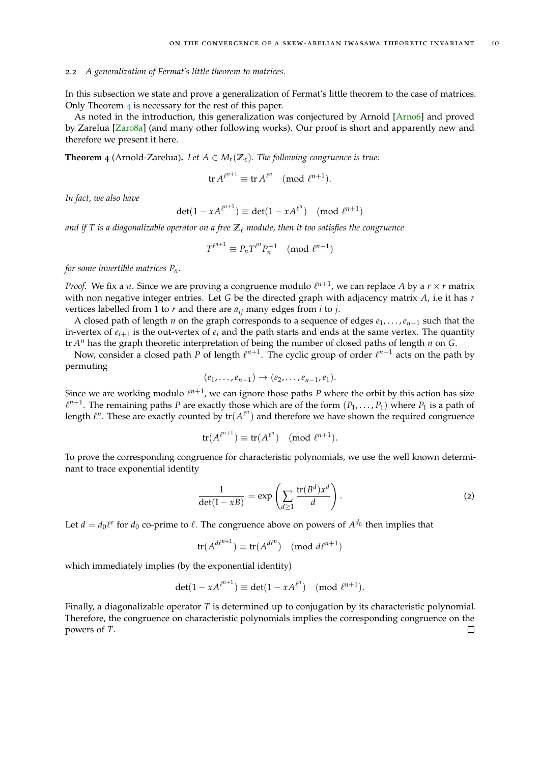### 2.2 *A generalization of Fermat's little theorem to matrices.*

In this subsection we state and prove a generalization of Fermat's little theorem to the case of matrices. Only Theorem 4 is necessary for the rest of this paper.

As noted in the introduction, this generalization was conjectured by Arnold [Arn06] and proved by Zarelua [Zar08a] (and many other following works). Our proof is short and apparently new and therefore we present it here.

**Theorem 4** (Arnold-Zarelua)**.** *Let $A \in M_r(\mathbb{Z}_\ell)$. The following congruence is true:*

$$\operatorname{tr} A^{\ell^{n+1}} \equiv \operatorname{tr} A^{\ell^n} \pmod{\ell^{n+1}}.$$

*In fact, we also have*

$$\det(1 - xA^{\ell^{n+1}}) \equiv \det(1 - xA^{\ell^n}) \pmod{\ell^{n+1}}$$

*and if $T$ is a diagonalizable operator on a free $\mathbb{Z}_\ell$ module, then it too satisfies the congruence*

$$T^{\ell^{n+1}} \equiv P_n T^{\ell^n} P_n^{-1} \pmod{\ell^{n+1}}$$

*for some invertible matrices $P_n$.*

*Proof.* We fix a $n$. Since we are proving a congruence modulo $\ell^{n+1}$, we can replace $A$ by a $r \times r$ matrix with non negative integer entries. Let $G$ be the directed graph with adjacency matrix $A$, i.e it has $r$ vertices labelled from 1 to $r$ and there are $a_{ij}$ many edges from $i$ to $j$.

A closed path of length $n$ on the graph corresponds to a sequence of edges $e_1, \ldots, e_{n-1}$ such that the in-vertex of $e_{i+1}$ is the out-vertex of $e_i$ and the path starts and ends at the same vertex. The quantity $\operatorname{tr} A^n$ has the graph theoretic interpretation of being the number of closed paths of length $n$ on $G$.

Now, consider a closed path $P$ of length $\ell^{n+1}$. The cyclic group of order $\ell^{n+1}$ acts on the path by permuting

$$(e_1, \ldots, e_{n-1}) \to (e_2, \ldots, e_{n-1}, e_1).$$

Since we are working modulo $\ell^{n+1}$, we can ignore those paths $P$ where the orbit by this action has size $\ell^{n+1}$. The remaining paths $P$ are exactly those which are of the form $(P_1, \ldots, P_1)$ where $P_1$ is a path of length $\ell^n$. These are exactly counted by $\operatorname{tr}(A^{\ell^n})$ and therefore we have shown the required congruence

$$\operatorname{tr}(A^{\ell^{n+1}}) \equiv \operatorname{tr}(A^{\ell^n}) \pmod{\ell^{n+1}}.$$

To prove the corresponding congruence for characteristic polynomials, we use the well known determinant to trace exponential identity

$$\frac{1}{\det(\mathrm{I} - xB)} = \exp\left(\sum_{d \geq 1} \frac{\operatorname{tr}(B^d) x^d}{d}\right). \tag{2}$$

Let $d = d_0 \ell^e$ for $d_0$ co-prime to $\ell$. The congruence above on powers of $A^{d_0}$ then implies that

$$\operatorname{tr}(A^{d\ell^{n+1}}) \equiv \operatorname{tr}(A^{d\ell^n}) \pmod{d\ell^{n+1}}$$

which immediately implies (by the exponential identity)

$$\det(1 - xA^{\ell^{n+1}}) \equiv \det(1 - xA^{\ell^n}) \pmod{\ell^{n+1}}.$$

Finally, a diagonalizable operator $T$ is determined up to conjugation by its characteristic polynomial. Therefore, the congruence on characteristic polynomials implies the corresponding congruence on the powers of $T$. $\square$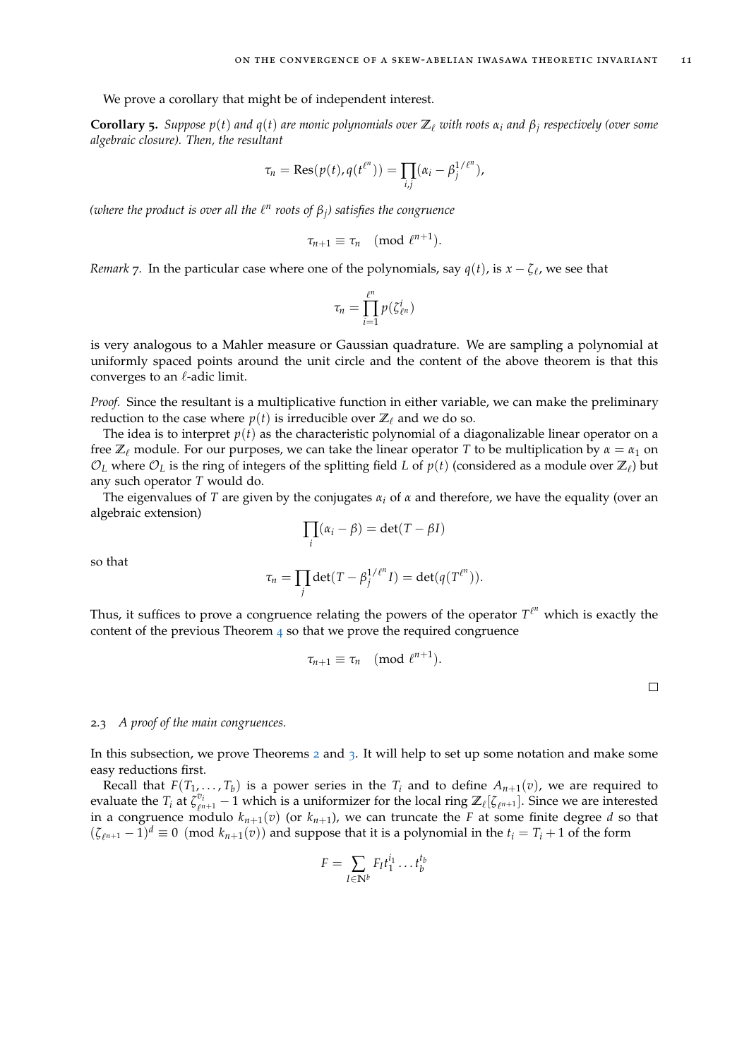We prove a corollary that might be of independent interest.

**Corollary 5.** *Suppose $p(t)$ and $q(t)$ are monic polynomials over $\mathbb{Z}_\ell$ with roots $\alpha_i$ and $\beta_j$ respectively (over some algebraic closure). Then, the resultant*

$$\tau_n = \mathrm{Res}(p(t), q(t^{\ell^n})) = \prod_{i,j}(\alpha_i - \beta_j^{1/\ell^n}),$$

*(where the product is over all the $\ell^n$ roots of $\beta_j$) satisfies the congruence*

$$\tau_{n+1} \equiv \tau_n \pmod{\ell^{n+1}}.$$

*Remark* 7. In the particular case where one of the polynomials, say $q(t)$, is $x - \zeta_\ell$, we see that

$$\tau_n = \prod_{i=1}^{\ell^n} p(\zeta_{\ell^n}^i)$$

is very analogous to a Mahler measure or Gaussian quadrature. We are sampling a polynomial at uniformly spaced points around the unit circle and the content of the above theorem is that this converges to an $\ell$-adic limit.

*Proof.* Since the resultant is a multiplicative function in either variable, we can make the preliminary reduction to the case where $p(t)$ is irreducible over $\mathbb{Z}_\ell$ and we do so.

The idea is to interpret $p(t)$ as the characteristic polynomial of a diagonalizable linear operator on a free $\mathbb{Z}_\ell$ module. For our purposes, we can take the linear operator $T$ to be multiplication by $\alpha = \alpha_1$ on $\mathcal{O}_L$ where $\mathcal{O}_L$ is the ring of integers of the splitting field $L$ of $p(t)$ (considered as a module over $\mathbb{Z}_\ell$) but any such operator $T$ would do.

The eigenvalues of $T$ are given by the conjugates $\alpha_i$ of $\alpha$ and therefore, we have the equality (over an algebraic extension)

$$\prod_i (\alpha_i - \beta) = \det(T - \beta I)$$

so that

$$\tau_n = \prod_j \det(T - \beta_j^{1/\ell^n} I) = \det(q(T^{\ell^n})).$$

Thus, it suffices to prove a congruence relating the powers of the operator $T^{\ell^n}$ which is exactly the content of the previous Theorem 4 so that we prove the required congruence

$$\tau_{n+1} \equiv \tau_n \pmod{\ell^{n+1}}.$$

□

### 2.3 *A proof of the main congruences.*

In this subsection, we prove Theorems 2 and 3. It will help to set up some notation and make some easy reductions first.

Recall that $F(T_1, \ldots, T_b)$ is a power series in the $T_i$ and to define $A_{n+1}(v)$, we are required to evaluate the $T_i$ at $\zeta_{\ell^{n+1}}^{v_i} - 1$ which is a uniformizer for the local ring $\mathbb{Z}_\ell[\zeta_{\ell^{n+1}}]$. Since we are interested in a congruence modulo $k_{n+1}(v)$ (or $k_{n+1}$), we can truncate the $F$ at some finite degree $d$ so that $(\zeta_{\ell^{n+1}} - 1)^d \equiv 0 \pmod{k_{n+1}(v)}$ and suppose that it is a polynomial in the $t_i = T_i + 1$ of the form

$$F = \sum_{I \in \mathbb{N}^b} F_I t_1^{i_1} \ldots t_b^{t_b}$$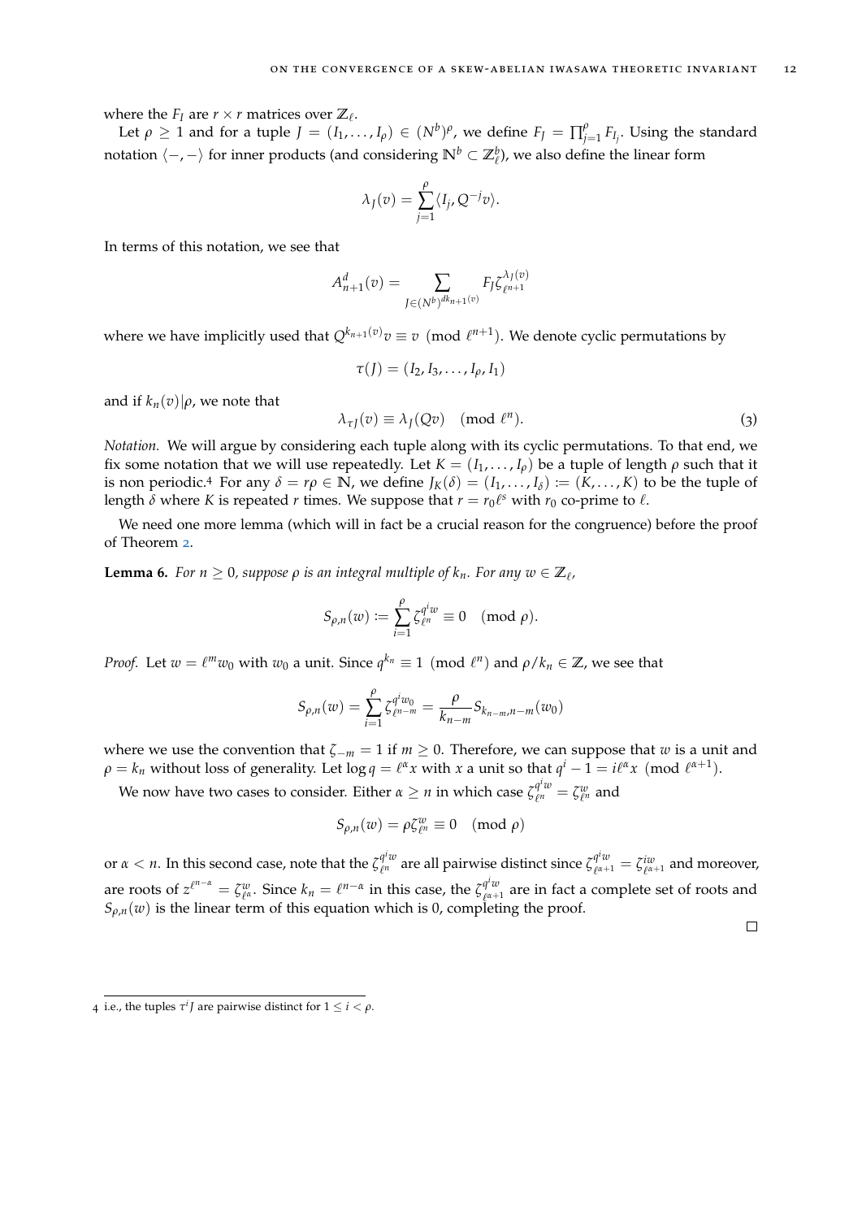where the $F_I$ are $r \times r$ matrices over $\mathbb{Z}_\ell$.

Let $\rho \geq 1$ and for a tuple $J = (I_1, \ldots, I_\rho) \in (N^b)^\rho$, we define $F_J = \prod_{j=1}^{\rho} F_{I_j}$. Using the standard notation $\langle -, - \rangle$ for inner products (and considering $\mathbb{N}^b \subset \mathbb{Z}_\ell^b$), we also define the linear form

$$\lambda_J(v) = \sum_{j=1}^{\rho} \langle I_j, Q^{-j} v \rangle.$$

In terms of this notation, we see that

$$A_{n+1}^d(v) = \sum_{J \in (N^b)^{dk_{n+1}(v)}} F_J \zeta_{\ell^{n+1}}^{\lambda_J(v)}$$

where we have implicitly used that $Q^{k_{n+1}(v)} v \equiv v \pmod{\ell^{n+1}}$. We denote cyclic permutations by

$$\tau(J) = (I_2, I_3, \ldots, I_\rho, I_1)$$

and if $k_n(v) | \rho$, we note that

$$\lambda_{\tau J}(v) \equiv \lambda_J(Qv) \pmod{\ell^n}. \tag{3}$$

*Notation.* We will argue by considering each tuple along with its cyclic permutations. To that end, we fix some notation that we will use repeatedly. Let $K = (I_1, \ldots, I_\rho)$ be a tuple of length $\rho$ such that it is non periodic.[4] For any $\delta = r\rho \in \mathbb{N}$, we define $J_K(\delta) = (I_1, \ldots, I_\delta) := (K, \ldots, K)$ to be the tuple of length $\delta$ where $K$ is repeated $r$ times. We suppose that $r = r_0 \ell^s$ with $r_0$ co-prime to $\ell$.

We need one more lemma (which will in fact be a crucial reason for the congruence) before the proof of Theorem 2.

**Lemma 6.** *For $n \geq 0$, suppose $\rho$ is an integral multiple of $k_n$. For any $w \in \mathbb{Z}_\ell$,*

$$S_{\rho,n}(w) := \sum_{i=1}^{\rho} \zeta_{\ell^n}^{q^i w} \equiv 0 \pmod{\rho}.$$

*Proof.* Let $w = \ell^m w_0$ with $w_0$ a unit. Since $q^{k_n} \equiv 1 \pmod{\ell^n}$ and $\rho / k_n \in \mathbb{Z}$, we see that

$$S_{\rho,n}(w) = \sum_{i=1}^{\rho} \zeta_{\ell^{n-m}}^{q^i w_0} = \frac{\rho}{k_{n-m}} S_{k_{n-m}, n-m}(w_0)$$

where we use the convention that $\zeta_{-m} = 1$ if $m \geq 0$. Therefore, we can suppose that $w$ is a unit and $\rho = k_n$ without loss of generality. Let $\log q = \ell^\alpha x$ with $x$ a unit so that $q^i - 1 = i\ell^\alpha x \pmod{\ell^{\alpha+1}}$.

We now have two cases to consider. Either $\alpha \geq n$ in which case $\zeta_{\ell^n}^{q^i w} = \zeta_{\ell^n}^{w}$ and

$$S_{\rho,n}(w) = \rho \zeta_{\ell^n}^{w} \equiv 0 \pmod{\rho}$$

or $\alpha < n$. In this second case, note that the $\zeta_{\ell^n}^{q^i w}$ are all pairwise distinct since $\zeta_{\ell^{\alpha+1}}^{q^i w} = \zeta_{\ell^{\alpha+1}}^{iw}$ and moreover, are roots of $z^{\ell^{n-\alpha}} = \zeta_{\ell^\alpha}^{w}$. Since $k_n = \ell^{n-\alpha}$ in this case, the $\zeta_{\ell^{\alpha+1}}^{q^i w}$ are in fact a complete set of roots and $S_{\rho,n}(w)$ is the linear term of this equation which is 0, completing the proof. $\square$

---

[4] i.e., the tuples $\tau^i J$ are pairwise distinct for $1 \leq i < \rho$.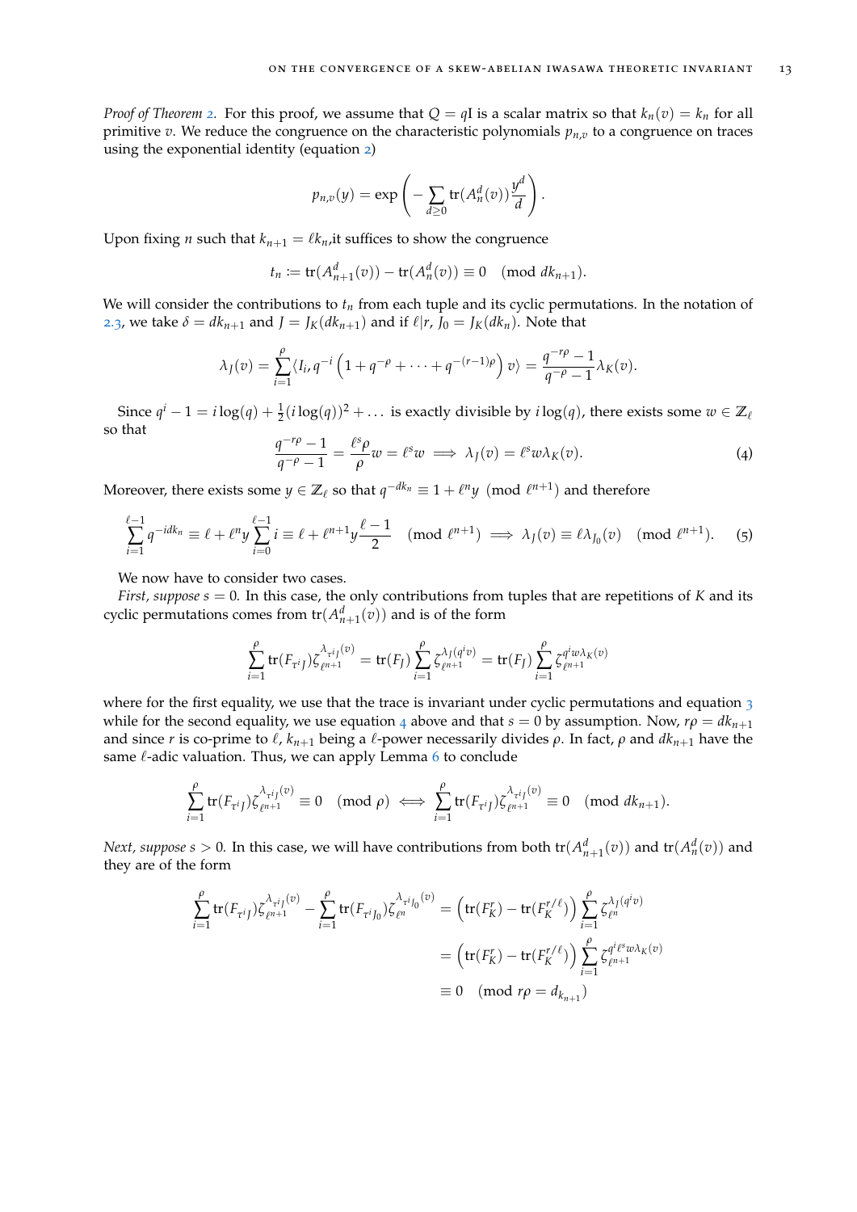*Proof of Theorem 2.* For this proof, we assume that $Q = q\mathrm{I}$ is a scalar matrix so that $k_n(v) = k_n$ for all primitive $v$. We reduce the congruence on the characteristic polynomials $p_{n,v}$ to a congruence on traces using the exponential identity (equation 2)

$$p_{n,v}(y) = \exp\left(-\sum_{d\geq 0} \operatorname{tr}(A_n^d(v))\frac{y^d}{d}\right).$$

Upon fixing $n$ such that $k_{n+1} = \ell k_n$,it suffices to show the congruence

$$t_n := \operatorname{tr}(A_{n+1}^d(v)) - \operatorname{tr}(A_n^d(v)) \equiv 0 \pmod{dk_{n+1}}.$$

We will consider the contributions to $t_n$ from each tuple and its cyclic permutations. In the notation of 2.3, we take $\delta = dk_{n+1}$ and $J = J_K(dk_{n+1})$ and if $\ell | r$, $J_0 = J_K(dk_n)$. Note that

$$\lambda_J(v) = \sum_{i=1}^{\rho} \langle I_i, q^{-i}\left(1 + q^{-\rho} + \cdots + q^{-(r-1)\rho}\right) v\rangle = \frac{q^{-r\rho}-1}{q^{-\rho}-1}\lambda_K(v).$$

Since $q^i - 1 = i\log(q) + \frac{1}{2}(i\log(q))^2 + \ldots$ is exactly divisible by $i\log(q)$, there exists some $w \in \mathbb{Z}_\ell$ so that

$$\frac{q^{-r\rho}-1}{q^{-\rho}-1} = \frac{\ell^s\rho}{\rho}w = \ell^s w \implies \lambda_J(v) = \ell^s w\lambda_K(v). \tag{4}$$

Moreover, there exists some $y \in \mathbb{Z}_\ell$ so that $q^{-dk_n} \equiv 1 + \ell^n y \pmod{\ell^{n+1}}$ and therefore

$$\sum_{i=1}^{\ell-1} q^{-idk_n} \equiv \ell + \ell^n y \sum_{i=0}^{\ell-1} i \equiv \ell + \ell^{n+1} y\frac{\ell-1}{2} \pmod{\ell^{n+1}} \implies \lambda_J(v) \equiv \ell\lambda_{J_0}(v) \pmod{\ell^{n+1}}. \tag{5}$$

We now have to consider two cases.

*First, suppose $s = 0$.* In this case, the only contributions from tuples that are repetitions of $K$ and its cyclic permutations comes from $\operatorname{tr}(A_{n+1}^d(v))$ and is of the form

$$\sum_{i=1}^{\rho} \operatorname{tr}(F_{\tau^i J})\zeta_{\ell^{n+1}}^{\lambda_{\tau^i J}(v)} = \operatorname{tr}(F_J)\sum_{i=1}^{\rho}\zeta_{\ell^{n+1}}^{\lambda_J(q^i v)} = \operatorname{tr}(F_J)\sum_{i=1}^{\rho}\zeta_{\ell^{n+1}}^{q^i w\lambda_K(v)}$$

where for the first equality, we use that the trace is invariant under cyclic permutations and equation 3 while for the second equality, we use equation 4 above and that $s = 0$ by assumption. Now, $r\rho = dk_{n+1}$ and since $r$ is co-prime to $\ell$, $k_{n+1}$ being a $\ell$-power necessarily divides $\rho$. In fact, $\rho$ and $dk_{n+1}$ have the same $\ell$-adic valuation. Thus, we can apply Lemma 6 to conclude

$$\sum_{i=1}^{\rho} \operatorname{tr}(F_{\tau^i J})\zeta_{\ell^{n+1}}^{\lambda_{\tau^i J}(v)} \equiv 0 \pmod{\rho} \iff \sum_{i=1}^{\rho} \operatorname{tr}(F_{\tau^i J})\zeta_{\ell^{n+1}}^{\lambda_{\tau^i J}(v)} \equiv 0 \pmod{dk_{n+1}}.$$

*Next, suppose $s > 0$.* In this case, we will have contributions from both $\operatorname{tr}(A_{n+1}^d(v))$ and $\operatorname{tr}(A_n^d(v))$ and they are of the form

$$\begin{aligned}
\sum_{i=1}^{\rho} \operatorname{tr}(F_{\tau^i J})\zeta_{\ell^{n+1}}^{\lambda_{\tau^i J}(v)} - \sum_{i=1}^{\rho} \operatorname{tr}(F_{\tau^i J_0})\zeta_{\ell^n}^{\lambda_{\tau^i J_0}(v)} &= \left(\operatorname{tr}(F_K^r) - \operatorname{tr}(F_K^{r/\ell})\right)\sum_{i=1}^{\rho}\zeta_{\ell^n}^{\lambda_J(q^i v)} \\
&= \left(\operatorname{tr}(F_K^r) - \operatorname{tr}(F_K^{r/\ell})\right)\sum_{i=1}^{\rho}\zeta_{\ell^{n+1}}^{q^i\ell^s w\lambda_K(v)} \\
&\equiv 0 \pmod{r\rho = d_{k_{n+1}}}
\end{aligned}$$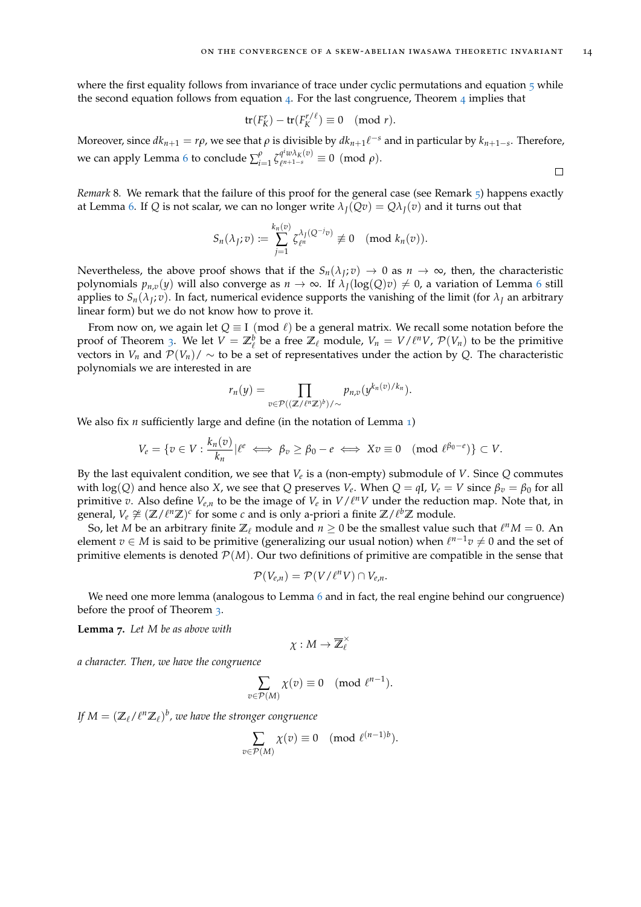where the first equality follows from invariance of trace under cyclic permutations and equation 5 while the second equation follows from equation 4. For the last congruence, Theorem 4 implies that

$$\operatorname{tr}(F_K^r) - \operatorname{tr}(F_K^{r/\ell}) \equiv 0 \pmod{r}.$$

Moreover, since $dk_{n+1} = r\rho$, we see that $\rho$ is divisible by $dk_{n+1}\ell^{-s}$ and in particular by $k_{n+1-s}$. Therefore, we can apply Lemma 6 to conclude $\sum_{i=1}^{\rho} \zeta_{\ell^{n+1-s}}^{q^i w \lambda_K(v)} \equiv 0 \pmod{\rho}$.

□

*Remark* 8. We remark that the failure of this proof for the general case (see Remark 5) happens exactly at Lemma 6. If $Q$ is not scalar, we can no longer write $\lambda_J(Qv) = Q\lambda_J(v)$ and it turns out that

$$S_n(\lambda_J; v) := \sum_{j=1}^{k_n(v)} \zeta_{\ell^n}^{\lambda_J(Q^{-j}v)} \not\equiv 0 \pmod{k_n(v)}.$$

Nevertheless, the above proof shows that if the $S_n(\lambda_J; v) \to 0$ as $n \to \infty$, then, the characteristic polynomials $p_{n,v}(y)$ will also converge as $n \to \infty$. If $\lambda_J(\log(Q)v) \neq 0$, a variation of Lemma 6 still applies to $S_n(\lambda_J; v)$. In fact, numerical evidence supports the vanishing of the limit (for $\lambda_J$ an arbitrary linear form) but we do not know how to prove it.

From now on, we again let $Q \equiv \mathrm{I} \pmod{\ell}$ be a general matrix. We recall some notation before the proof of Theorem 3. We let $V = \mathbb{Z}_\ell^b$ be a free $\mathbb{Z}_\ell$ module, $V_n = V/\ell^n V$, $\mathcal{P}(V_n)$ to be the primitive vectors in $V_n$ and $\mathcal{P}(V_n)/\sim$ to be a set of representatives under the action by $Q$. The characteristic polynomials we are interested in are

$$r_n(y) = \prod_{v \in \mathcal{P}((\mathbb{Z}/\ell^n\mathbb{Z})^b)/\sim} p_{n,v}(y^{k_n(v)/k_n}).$$

We also fix $n$ sufficiently large and define (in the notation of Lemma 1)

$$V_e = \{v \in V : \frac{k_n(v)}{k_n} | \ell^e \iff \beta_v \geq \beta_0 - e \iff Xv \equiv 0 \pmod{\ell^{\beta_0 - e}}\} \subset V.$$

By the last equivalent condition, we see that $V_e$ is a (non-empty) submodule of $V$. Since $Q$ commutes with $\log(Q)$ and hence also $X$, we see that $Q$ preserves $V_e$. When $Q = q\mathrm{I}$, $V_e = V$ since $\beta_v = \beta_0$ for all primitive $v$. Also define $V_{e,n}$ to be the image of $V_e$ in $V/\ell^n V$ under the reduction map. Note that, in general, $V_e \not\cong (\mathbb{Z}/\ell^n\mathbb{Z})^c$ for some $c$ and is only a-priori a finite $\mathbb{Z}/\ell^b\mathbb{Z}$ module.

So, let $M$ be an arbitrary finite $\mathbb{Z}_\ell$ module and $n \geq 0$ be the smallest value such that $\ell^n M = 0$. An element $v \in M$ is said to be primitive (generalizing our usual notion) when $\ell^{n-1}v \neq 0$ and the set of primitive elements is denoted $\mathcal{P}(M)$. Our two definitions of primitive are compatible in the sense that

$$\mathcal{P}(V_{e,n}) = \mathcal{P}(V/\ell^n V) \cap V_{e,n}.$$

We need one more lemma (analogous to Lemma 6 and in fact, the real engine behind our congruence) before the proof of Theorem 3.

**Lemma 7.** *Let $M$ be as above with*

$$\chi : M \to \overline{\mathbb{Z}}_\ell^\times$$

*a character. Then, we have the congruence*

$$\sum_{v \in \mathcal{P}(M)} \chi(v) \equiv 0 \pmod{\ell^{n-1}}.$$

*If $M = (\mathbb{Z}_\ell/\ell^n\mathbb{Z}_\ell)^b$, we have the stronger congruence*

$$\sum_{v \in \mathcal{P}(M)} \chi(v) \equiv 0 \pmod{\ell^{(n-1)b}}.$$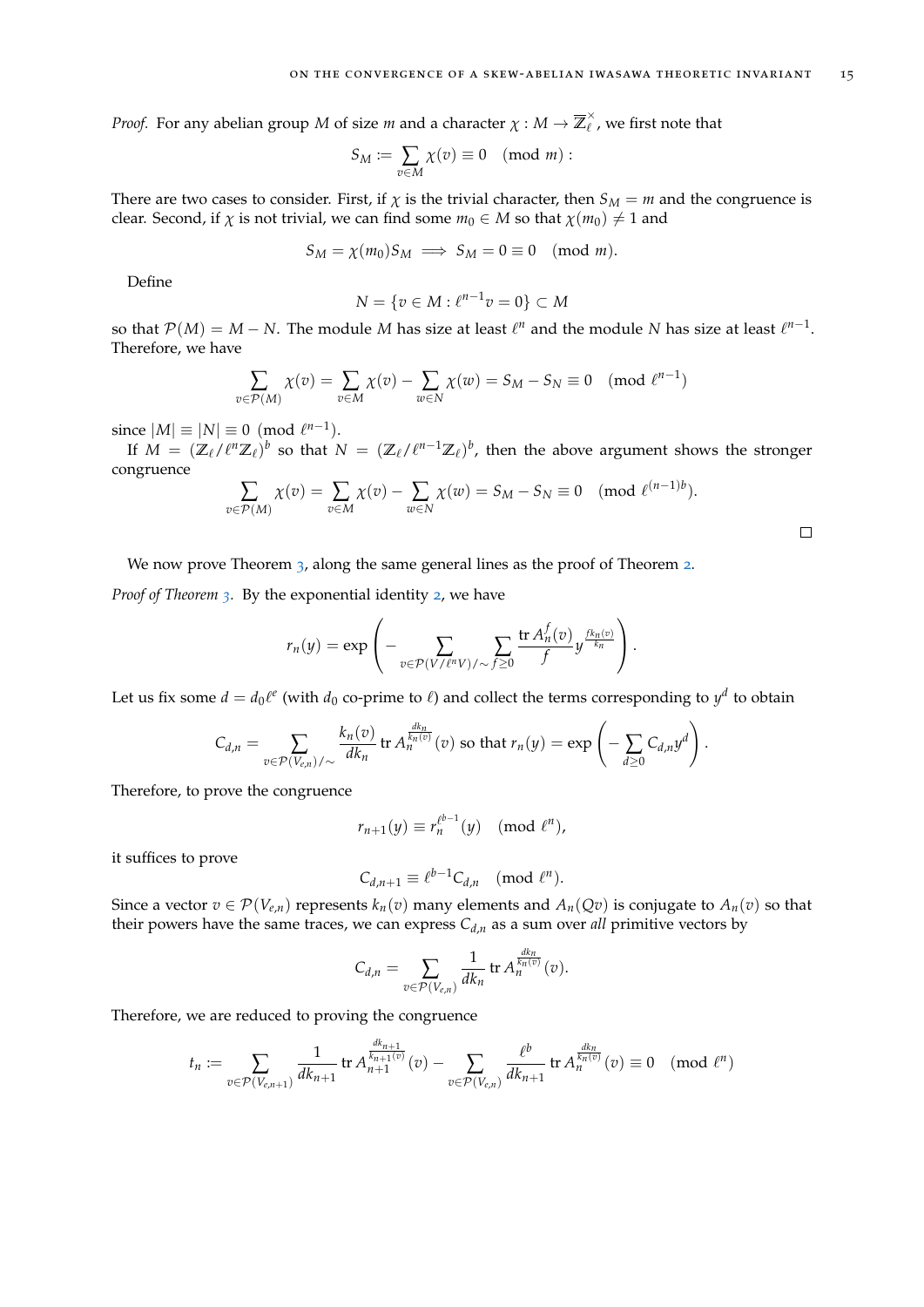*Proof.* For any abelian group $M$ of size $m$ and a character $\chi : M \to \overline{\mathbb{Z}}_\ell^\times$, we first note that

$$S_M := \sum_{v \in M} \chi(v) \equiv 0 \pmod{m}:$$

There are two cases to consider. First, if $\chi$ is the trivial character, then $S_M = m$ and the congruence is clear. Second, if $\chi$ is not trivial, we can find some $m_0 \in M$ so that $\chi(m_0) \neq 1$ and

$$S_M = \chi(m_0) S_M \implies S_M = 0 \equiv 0 \pmod{m}.$$

Define

$$N = \{v \in M : \ell^{n-1} v = 0\} \subset M$$

so that $\mathcal{P}(M) = M - N$. The module $M$ has size at least $\ell^n$ and the module $N$ has size at least $\ell^{n-1}$. Therefore, we have

$$\sum_{v \in \mathcal{P}(M)} \chi(v) = \sum_{v \in M} \chi(v) - \sum_{w \in N} \chi(w) = S_M - S_N \equiv 0 \pmod{\ell^{n-1}}$$

since $|M| \equiv |N| \equiv 0 \pmod{\ell^{n-1}}$.

If $M = (\mathbb{Z}_\ell/\ell^n\mathbb{Z}_\ell)^b$ so that $N = (\mathbb{Z}_\ell/\ell^{n-1}\mathbb{Z}_\ell)^b$, then the above argument shows the stronger congruence

$$\sum_{v \in \mathcal{P}(M)} \chi(v) = \sum_{v \in M} \chi(v) - \sum_{w \in N} \chi(w) = S_M - S_N \equiv 0 \pmod{\ell^{(n-1)b}}.$$

□

We now prove Theorem 3, along the same general lines as the proof of Theorem 2.

*Proof of Theorem 3.* By the exponential identity 2, we have

$$r_n(y) = \exp\left( - \sum_{v \in \mathcal{P}(V/\ell^n V)/\sim} \sum_{f \geq 0} \frac{\operatorname{tr} A_n^f(v)}{f} y^{\frac{f k_n(v)}{k_n}} \right).$$

Let us fix some $d = d_0 \ell^e$ (with $d_0$ co-prime to $\ell$) and collect the terms corresponding to $y^d$ to obtain

$$C_{d,n} = \sum_{v \in \mathcal{P}(V_{e,n})/\sim} \frac{k_n(v)}{dk_n} \operatorname{tr} A_n^{\frac{dk_n}{k_n(v)}}(v) \text{ so that } r_n(y) = \exp\left( - \sum_{d \geq 0} C_{d,n} y^d \right).$$

Therefore, to prove the congruence

$$r_{n+1}(y) \equiv r_n^{\ell^{b-1}}(y) \pmod{\ell^n},$$

it suffices to prove

$$C_{d,n+1} \equiv \ell^{b-1} C_{d,n} \pmod{\ell^n}.$$

Since a vector $v \in \mathcal{P}(V_{e,n})$ represents $k_n(v)$ many elements and $A_n(Qv)$ is conjugate to $A_n(v)$ so that their powers have the same traces, we can express $C_{d,n}$ as a sum over *all* primitive vectors by

$$C_{d,n} = \sum_{v \in \mathcal{P}(V_{e,n})} \frac{1}{dk_n} \operatorname{tr} A_n^{\frac{dk_n}{k_n(v)}}(v).$$

Therefore, we are reduced to proving the congruence

$$t_n := \sum_{v \in \mathcal{P}(V_{e,n+1})} \frac{1}{dk_{n+1}} \operatorname{tr} A_{n+1}^{\frac{dk_{n+1}}{k_{n+1}(v)}}(v) - \sum_{v \in \mathcal{P}(V_{e,n})} \frac{\ell^b}{dk_{n+1}} \operatorname{tr} A_n^{\frac{dk_n}{k_n(v)}}(v) \equiv 0 \pmod{\ell^n}$$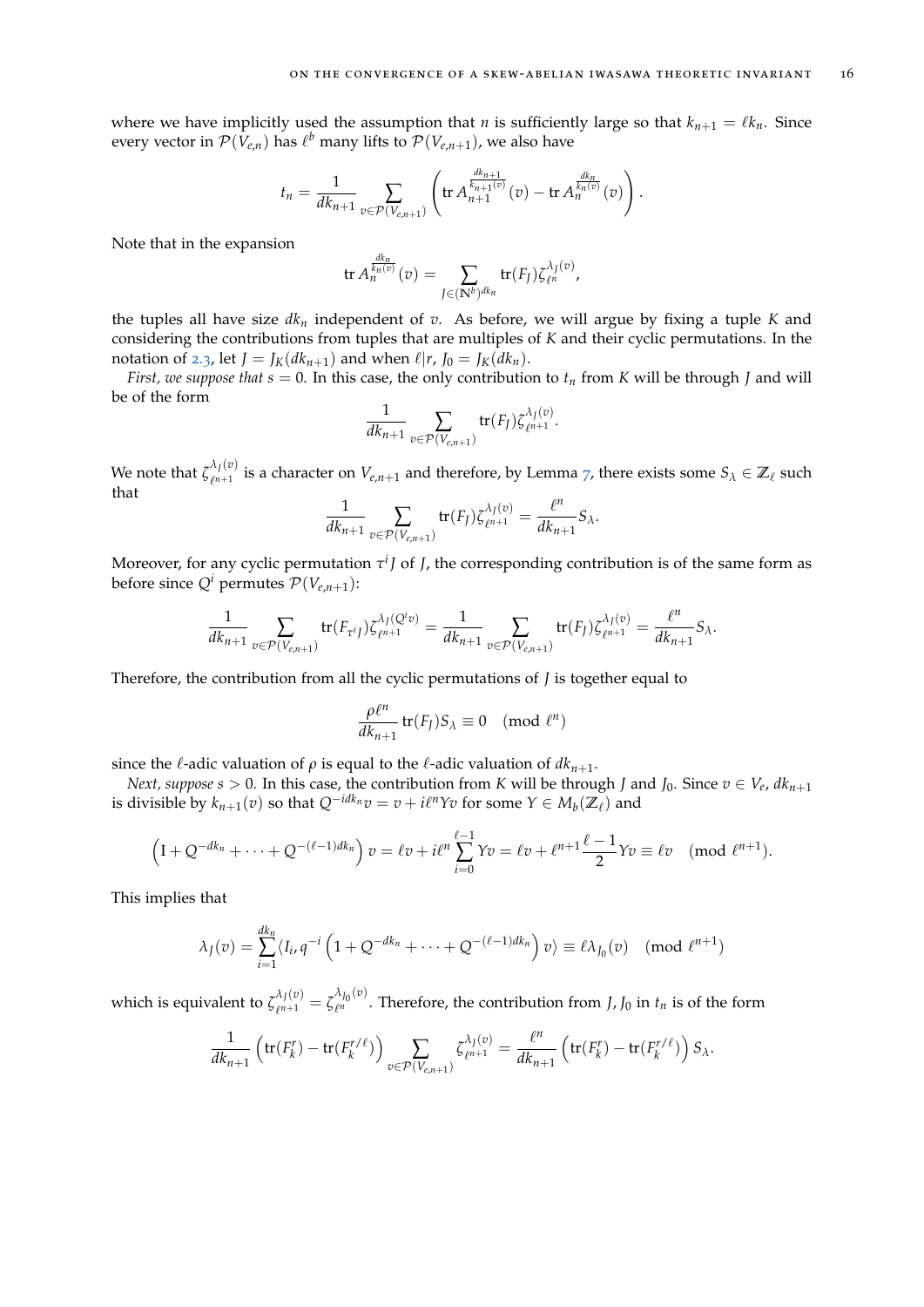where we have implicitly used the assumption that $n$ is sufficiently large so that $k_{n+1} = \ell k_n$. Since every vector in $\mathcal{P}(V_{e,n})$ has $\ell^b$ many lifts to $\mathcal{P}(V_{e,n+1})$, we also have

$$t_n = \frac{1}{dk_{n+1}} \sum_{v \in \mathcal{P}(V_{e,n+1})} \left( \operatorname{tr} A_{n+1}^{\frac{dk_{n+1}}{k_{n+1}(v)}}(v) - \operatorname{tr} A_n^{\frac{dk_n}{k_n(v)}}(v) \right).$$

Note that in the expansion

$$\operatorname{tr} A_n^{\frac{dk_n}{k_n(v)}}(v) = \sum_{J \in (\mathbb{N}^b)^{dk_n}} \operatorname{tr}(F_J) \zeta_{\ell^n}^{\lambda_J(v)},$$

the tuples all have size $dk_n$ independent of $v$. As before, we will argue by fixing a tuple $K$ and considering the contributions from tuples that are multiples of $K$ and their cyclic permutations. In the notation of 2.3, let $J = J_K(dk_{n+1})$ and when $\ell | r$, $J_0 = J_K(dk_n)$.

*First, we suppose that* $s = 0$. In this case, the only contribution to $t_n$ from $K$ will be through $J$ and will be of the form

$$\frac{1}{dk_{n+1}} \sum_{v \in \mathcal{P}(V_{e,n+1})} \operatorname{tr}(F_J) \zeta_{\ell^{n+1}}^{\lambda_J(v)}.$$

We note that $\zeta_{\ell^{n+1}}^{\lambda_J(v)}$ is a character on $V_{e,n+1}$ and therefore, by Lemma 7, there exists some $S_\lambda \in \mathbb{Z}_\ell$ such that

$$\frac{1}{dk_{n+1}} \sum_{v \in \mathcal{P}(V_{e,n+1})} \operatorname{tr}(F_J) \zeta_{\ell^{n+1}}^{\lambda_J(v)} = \frac{\ell^n}{dk_{n+1}} S_\lambda.$$

Moreover, for any cyclic permutation $\tau^i J$ of $J$, the corresponding contribution is of the same form as before since $Q^i$ permutes $\mathcal{P}(V_{e,n+1})$:

$$\frac{1}{dk_{n+1}} \sum_{v \in \mathcal{P}(V_{e,n+1})} \operatorname{tr}(F_{\tau^i J}) \zeta_{\ell^{n+1}}^{\lambda_J(Q^i v)} = \frac{1}{dk_{n+1}} \sum_{v \in \mathcal{P}(V_{e,n+1})} \operatorname{tr}(F_J) \zeta_{\ell^{n+1}}^{\lambda_J(v)} = \frac{\ell^n}{dk_{n+1}} S_\lambda.$$

Therefore, the contribution from all the cyclic permutations of $J$ is together equal to

$$\frac{\rho \ell^n}{dk_{n+1}} \operatorname{tr}(F_J) S_\lambda \equiv 0 \pmod{\ell^n}$$

since the $\ell$-adic valuation of $\rho$ is equal to the $\ell$-adic valuation of $dk_{n+1}$.

*Next, suppose* $s > 0$. In this case, the contribution from $K$ will be through $J$ and $J_0$. Since $v \in V_e$, $dk_{n+1}$ is divisible by $k_{n+1}(v)$ so that $Q^{-idk_n} v = v + i\ell^n Y v$ for some $Y \in M_b(\mathbb{Z}_\ell)$ and

$$\left( \mathrm{I} + Q^{-dk_n} + \cdots + Q^{-(\ell-1)dk_n} \right) v = \ell v + i\ell^n \sum_{i=0}^{\ell-1} Y v = \ell v + \ell^{n+1} \frac{\ell - 1}{2} Y v \equiv \ell v \pmod{\ell^{n+1}}.$$

This implies that

$$\lambda_J(v) = \sum_{i=1}^{dk_n} \langle I_i, q^{-i} \left( 1 + Q^{-dk_n} + \cdots + Q^{-(\ell-1)dk_n} \right) v \rangle \equiv \ell \lambda_{J_0}(v) \pmod{\ell^{n+1}}$$

which is equivalent to $\zeta_{\ell^{n+1}}^{\lambda_J(v)} = \zeta_{\ell^n}^{\lambda_{J_0}(v)}$. Therefore, the contribution from $J, J_0$ in $t_n$ is of the form

$$\frac{1}{dk_{n+1}} \left( \operatorname{tr}(F_k^r) - \operatorname{tr}(F_k^{r/\ell}) \right) \sum_{v \in \mathcal{P}(V_{e,n+1})} \zeta_{\ell^{n+1}}^{\lambda_J(v)} = \frac{\ell^n}{dk_{n+1}} \left( \operatorname{tr}(F_k^r) - \operatorname{tr}(F_k^{r/\ell}) \right) S_\lambda.$$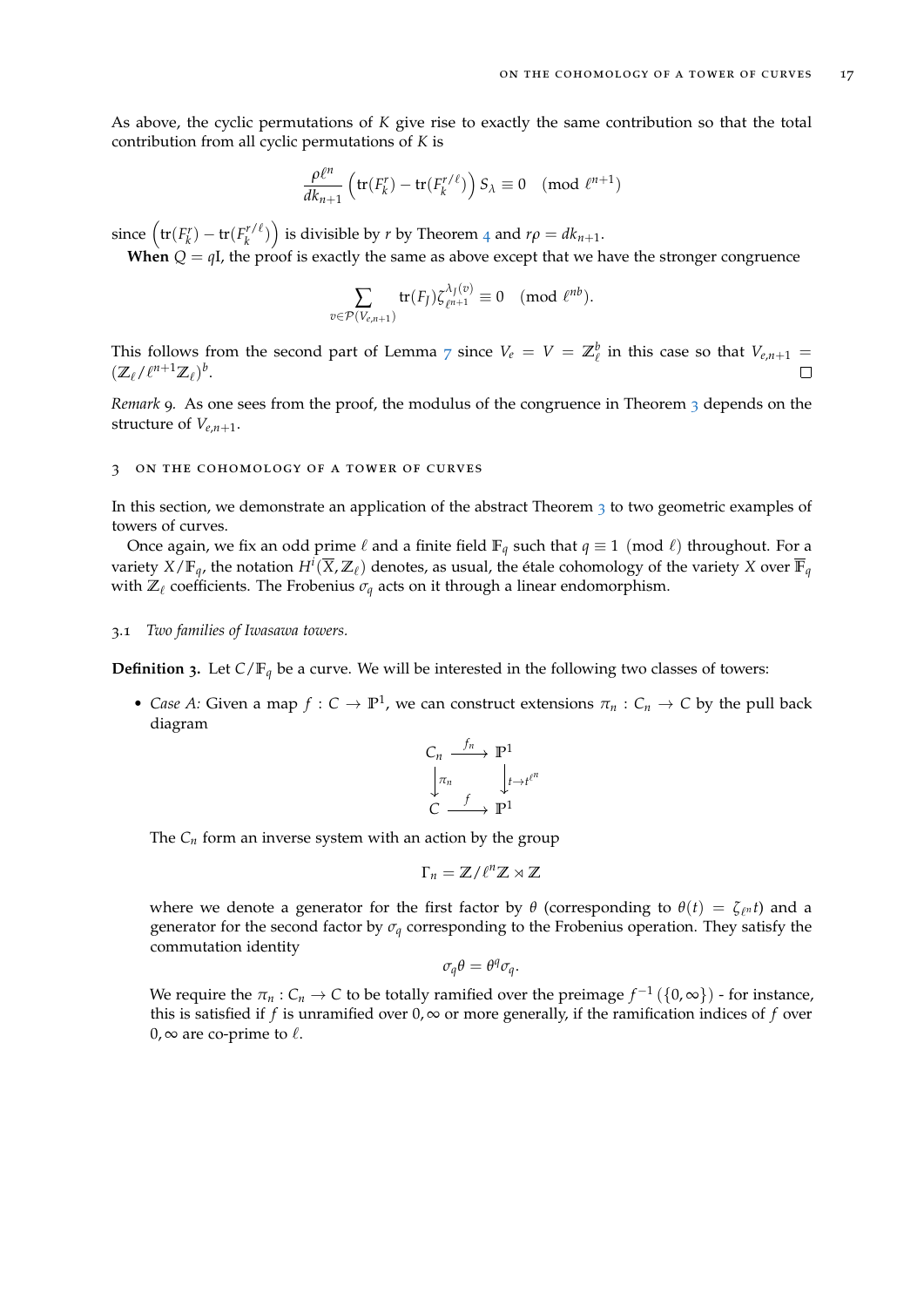As above, the cyclic permutations of $K$ give rise to exactly the same contribution so that the total contribution from all cyclic permutations of $K$ is

$$\frac{\rho \ell^n}{dk_{n+1}} \left( \mathrm{tr}(F_k^r) - \mathrm{tr}(F_k^{r/\ell}) \right) S_\lambda \equiv 0 \pmod{\ell^{n+1}}$$

since $\left( \mathrm{tr}(F_k^r) - \mathrm{tr}(F_k^{r/\ell}) \right)$ is divisible by $r$ by Theorem 4 and $r\rho = dk_{n+1}$.

**When** $Q = q\mathrm{I}$, the proof is exactly the same as above except that we have the stronger congruence

$$\sum_{v \in \mathcal{P}(V_{e,n+1})} \mathrm{tr}(F_J) \zeta_{\ell^{n+1}}^{\lambda_J(v)} \equiv 0 \pmod{\ell^{nb}}.$$

This follows from the second part of Lemma 7 since $V_e = V = \mathbb{Z}_\ell^b$ in this case so that $V_{e,n+1} = (\mathbb{Z}_\ell / \ell^{n+1}\mathbb{Z}_\ell)^b$. $\square$

*Remark* 9. As one sees from the proof, the modulus of the congruence in Theorem 3 depends on the structure of $V_{e,n+1}$.

## 3 On the cohomology of a tower of curves

In this section, we demonstrate an application of the abstract Theorem 3 to two geometric examples of towers of curves.

Once again, we fix an odd prime $\ell$ and a finite field $\mathbb{F}_q$ such that $q \equiv 1 \pmod{\ell}$ throughout. For a variety $X/\mathbb{F}_q$, the notation $H^i(\overline{X}, \mathbb{Z}_\ell)$ denotes, as usual, the étale cohomology of the variety $X$ over $\overline{\mathbb{F}}_q$ with $\mathbb{Z}_\ell$ coefficients. The Frobenius $\sigma_q$ acts on it through a linear endomorphism.

### 3.1 *Two families of Iwasawa towers.*

**Definition 3.** Let $C/\mathbb{F}_q$ be a curve. We will be interested in the following two classes of towers:

- *Case A:* Given a map $f : C \to \mathbb{P}^1$, we can construct extensions $\pi_n : C_n \to C$ by the pull back diagram

$$\begin{array}{ccc} C_n & \xrightarrow{f_n} & \mathbb{P}^1 \\ \downarrow{\scriptstyle \pi_n} & & \downarrow{\scriptstyle t \to t^{\ell^n}} \\ C & \xrightarrow{f} & \mathbb{P}^1 \end{array}$$

  The $C_n$ form an inverse system with an action by the group

$$\Gamma_n = \mathbb{Z}/\ell^n\mathbb{Z} \rtimes \mathbb{Z}$$

  where we denote a generator for the first factor by $\theta$ (corresponding to $\theta(t) = \zeta_{\ell^n} t$) and a generator for the second factor by $\sigma_q$ corresponding to the Frobenius operation. They satisfy the commutation identity

$$\sigma_q \theta = \theta^q \sigma_q.$$

  We require the $\pi_n : C_n \to C$ to be totally ramified over the preimage $f^{-1}(\{0, \infty\})$ - for instance, this is satisfied if $f$ is unramified over $0, \infty$ or more generally, if the ramification indices of $f$ over $0, \infty$ are co-prime to $\ell$.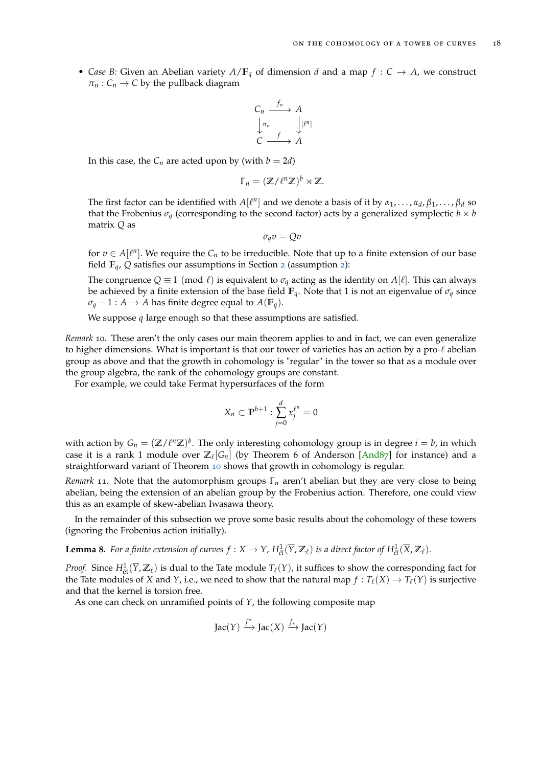- *Case B:* Given an Abelian variety $A/\mathbb{F}_q$ of dimension $d$ and a map $f : C \to A$, we construct $\pi_n : C_n \to C$ by the pullback diagram

$$\begin{array}{ccc} C_n & \xrightarrow{f_n} & A \\ \downarrow{\scriptstyle \pi_n} & & \downarrow{\scriptstyle [\ell^n]} \\ C & \xrightarrow{f} & A \end{array}$$

  In this case, the $C_n$ are acted upon by (with $b = 2d$)

$$\Gamma_n = (\mathbb{Z}/\ell^n\mathbb{Z})^b \rtimes \mathbb{Z}.$$

  The first factor can be identified with $A[\ell^n]$ and we denote a basis of it by $\alpha_1, \ldots, \alpha_d, \beta_1, \ldots, \beta_d$ so that the Frobenius $\sigma_q$ (corresponding to the second factor) acts by a generalized symplectic $b \times b$ matrix $Q$ as

$$\sigma_q v = Qv$$

  for $v \in A[\ell^n]$. We require the $C_n$ to be irreducible. Note that up to a finite extension of our base field $\mathbb{F}_q$, $Q$ satisfies our assumptions in Section 2 (assumption 2):

  The congruence $Q \equiv I \pmod{\ell}$ is equivalent to $\sigma_q$ acting as the identity on $A[\ell]$. This can always be achieved by a finite extension of the base field $\mathbb{F}_q$. Note that 1 is not an eigenvalue of $\sigma_q$ since $\sigma_q - 1 : A \to A$ has finite degree equal to $A(\mathbb{F}_q)$.

  We suppose $q$ large enough so that these assumptions are satisfied.

*Remark* 10. These aren't the only cases our main theorem applies to and in fact, we can even generalize to higher dimensions. What is important is that our tower of varieties has an action by a pro-$\ell$ abelian group as above and that the growth in cohomology is "regular" in the tower so that as a module over the group algebra, the rank of the cohomology groups are constant.

For example, we could take Fermat hypersurfaces of the form

$$X_n \subset \mathbb{P}^{b+1} : \sum_{j=0}^{d} x_j^{\ell^n} = 0$$

with action by $G_n = (\mathbb{Z}/\ell^n\mathbb{Z})^b$. The only interesting cohomology group is in degree $i = b$, in which case it is a rank 1 module over $\mathbb{Z}_\ell[G_n]$ (by Theorem 6 of Anderson [And87] for instance) and a straightforward variant of Theorem 10 shows that growth in cohomology is regular.

*Remark* 11. Note that the automorphism groups $\Gamma_n$ aren't abelian but they are very close to being abelian, being the extension of an abelian group by the Frobenius action. Therefore, one could view this as an example of skew-abelian Iwasawa theory.

In the remainder of this subsection we prove some basic results about the cohomology of these towers (ignoring the Frobenius action initially).

**Lemma 8.** *For a finite extension of curves $f : X \to Y$, $H^1_{ét}(\overline{Y}, \mathbb{Z}_\ell)$ is a direct factor of $H^1_{ét}(\overline{X}, \mathbb{Z}_\ell)$.*

*Proof.* Since $H^1_{ét}(\overline{Y}, \mathbb{Z}_\ell)$ is dual to the Tate module $T_\ell(Y)$, it suffices to show the corresponding fact for the Tate modules of $X$ and $Y$, i.e., we need to show that the natural map $f : T_\ell(X) \to T_\ell(Y)$ is surjective and that the kernel is torsion free.

As one can check on unramified points of $Y$, the following composite map

$$\mathrm{Jac}(Y) \xrightarrow{f^*} \mathrm{Jac}(X) \xrightarrow{f_*} \mathrm{Jac}(Y)$$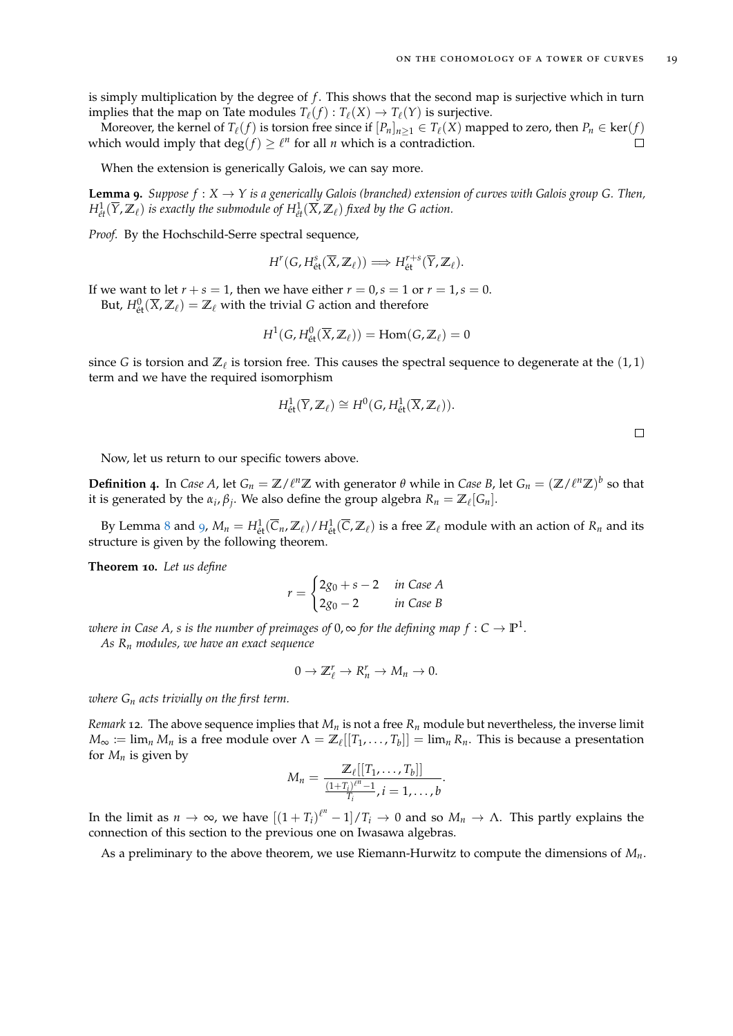is simply multiplication by the degree of $f$. This shows that the second map is surjective which in turn implies that the map on Tate modules $T_\ell(f) : T_\ell(X) \to T_\ell(Y)$ is surjective.

Moreover, the kernel of $T_\ell(f)$ is torsion free since if $[P_n]_{n\geq 1} \in T_\ell(X)$ mapped to zero, then $P_n \in \ker(f)$ which would imply that $\deg(f) \geq \ell^n$ for all $n$ which is a contradiction. □

When the extension is generically Galois, we can say more.

**Lemma 9.** *Suppose $f : X \to Y$ is a generically Galois (branched) extension of curves with Galois group $G$. Then, $H^1_{\acute{e}t}(\overline{Y}, \mathbb{Z}_\ell)$ is exactly the submodule of $H^1_{\acute{e}t}(\overline{X}, \mathbb{Z}_\ell)$ fixed by the $G$ action.*

*Proof.* By the Hochschild-Serre spectral sequence,

$$H^r(G, H^s_{\acute{e}t}(\overline{X}, \mathbb{Z}_\ell)) \implies H^{r+s}_{\acute{e}t}(\overline{Y}, \mathbb{Z}_\ell).$$

If we want to let $r + s = 1$, then we have either $r = 0, s = 1$ or $r = 1, s = 0$.

But, $H^0_{\acute{e}t}(\overline{X}, \mathbb{Z}_\ell) = \mathbb{Z}_\ell$ with the trivial $G$ action and therefore

$$H^1(G, H^0_{\acute{e}t}(\overline{X}, \mathbb{Z}_\ell)) = \mathrm{Hom}(G, \mathbb{Z}_\ell) = 0$$

since $G$ is torsion and $\mathbb{Z}_\ell$ is torsion free. This causes the spectral sequence to degenerate at the $(1, 1)$ term and we have the required isomorphism

$$H^1_{\acute{e}t}(\overline{Y}, \mathbb{Z}_\ell) \cong H^0(G, H^1_{\acute{e}t}(\overline{X}, \mathbb{Z}_\ell)).$$

□

Now, let us return to our specific towers above.

**Definition 4.** In *Case A*, let $G_n = \mathbb{Z}/\ell^n\mathbb{Z}$ with generator $\theta$ while in *Case B*, let $G_n = (\mathbb{Z}/\ell^n\mathbb{Z})^b$ so that it is generated by the $\alpha_i, \beta_j$. We also define the group algebra $R_n = \mathbb{Z}_\ell[G_n]$.

By Lemma 8 and 9, $M_n = H^1_{\acute{e}t}(\overline{C}_n, \mathbb{Z}_\ell)/H^1_{\acute{e}t}(\overline{C}, \mathbb{Z}_\ell)$ is a free $\mathbb{Z}_\ell$ module with an action of $R_n$ and its structure is given by the following theorem.

**Theorem 10.** *Let us define*

$$r = \begin{cases} 2g_0 + s - 2 & \textit{in Case A} \\ 2g_0 - 2 & \textit{in Case B} \end{cases}$$

*where in Case A, $s$ is the number of preimages of $0, \infty$ for the defining map $f : C \to \mathbb{P}^1$.*

*As $R_n$ modules, we have an exact sequence*

$$0 \to \mathbb{Z}^r_\ell \to R^r_n \to M_n \to 0.$$

*where $G_n$ acts trivially on the first term.*

*Remark* 12. The above sequence implies that $M_n$ is not a free $R_n$ module but nevertheless, the inverse limit $M_\infty := \lim_n M_n$ is a free module over $\Lambda = \mathbb{Z}_\ell[[T_1, \ldots, T_b]] = \lim_n R_n$. This is because a presentation for $M_n$ is given by

$$M_n = \frac{\mathbb{Z}_\ell[[T_1, \ldots, T_b]]}{\frac{(1+T_i)^{\ell^n}-1}{T_i}, i = 1, \ldots, b}.$$

In the limit as $n \to \infty$, we have $[(1 + T_i)^{\ell^n} - 1]/T_i \to 0$ and so $M_n \to \Lambda$. This partly explains the connection of this section to the previous one on Iwasawa algebras.

As a preliminary to the above theorem, we use Riemann-Hurwitz to compute the dimensions of $M_n$.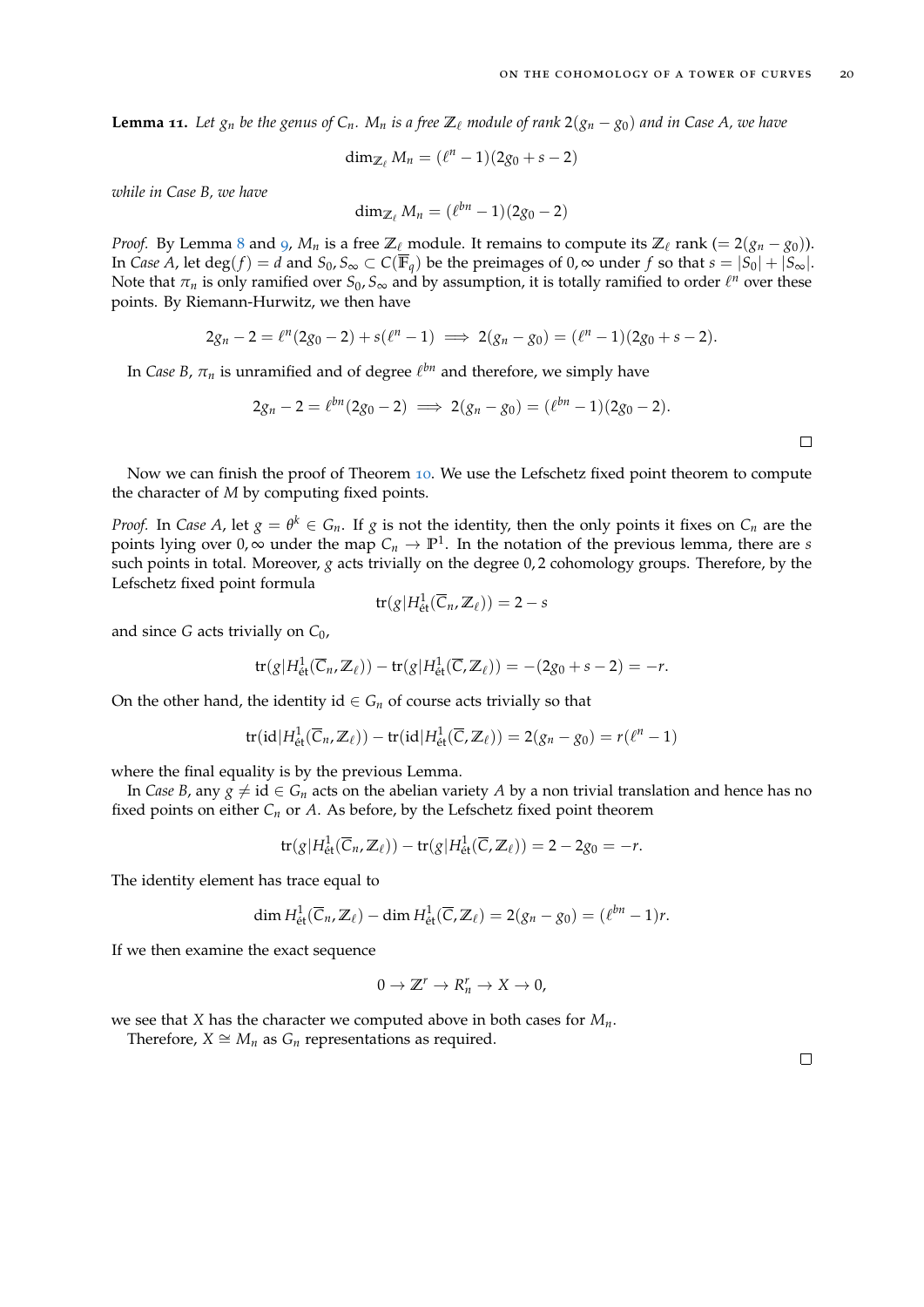**Lemma 11.** *Let $g_n$ be the genus of $C_n$. $M_n$ is a free $\mathbb{Z}_\ell$ module of rank $2(g_n - g_0)$ and in Case A, we have*

$$\dim_{\mathbb{Z}_\ell} M_n = (\ell^n - 1)(2g_0 + s - 2)$$

*while in Case B, we have*

$$\dim_{\mathbb{Z}_\ell} M_n = (\ell^{bn} - 1)(2g_0 - 2)$$

*Proof.* By Lemma 8 and 9, $M_n$ is a free $\mathbb{Z}_\ell$ module. It remains to compute its $\mathbb{Z}_\ell$ rank ($= 2(g_n - g_0)$). In *Case A*, let $\deg(f) = d$ and $S_0, S_\infty \subset C(\overline{\mathbb{F}}_q)$ be the preimages of $0, \infty$ under $f$ so that $s = |S_0| + |S_\infty|$. Note that $\pi_n$ is only ramified over $S_0, S_\infty$ and by assumption, it is totally ramified to order $\ell^n$ over these points. By Riemann-Hurwitz, we then have

$$2g_n - 2 = \ell^n(2g_0 - 2) + s(\ell^n - 1) \implies 2(g_n - g_0) = (\ell^n - 1)(2g_0 + s - 2).$$

In *Case B*, $\pi_n$ is unramified and of degree $\ell^{bn}$ and therefore, we simply have

$$2g_n - 2 = \ell^{bn}(2g_0 - 2) \implies 2(g_n - g_0) = (\ell^{bn} - 1)(2g_0 - 2).$$

□

Now we can finish the proof of Theorem 10. We use the Lefschetz fixed point theorem to compute the character of $M$ by computing fixed points.

*Proof.* In *Case A*, let $g = \theta^k \in G_n$. If $g$ is not the identity, then the only points it fixes on $C_n$ are the points lying over $0, \infty$ under the map $C_n \to \mathbb{P}^1$. In the notation of the previous lemma, there are $s$ such points in total. Moreover, $g$ acts trivially on the degree $0, 2$ cohomology groups. Therefore, by the Lefschetz fixed point formula

$$\operatorname{tr}(g | H^1_{\text{ét}}(\overline{C}_n, \mathbb{Z}_\ell)) = 2 - s$$

and since $G$ acts trivially on $C_0$,

$$\operatorname{tr}(g | H^1_{\text{ét}}(\overline{C}_n, \mathbb{Z}_\ell)) - \operatorname{tr}(g | H^1_{\text{ét}}(\overline{C}, \mathbb{Z}_\ell)) = -(2g_0 + s - 2) = -r.$$

On the other hand, the identity $\text{id} \in G_n$ of course acts trivially so that

$$\operatorname{tr}(\text{id} | H^1_{\text{ét}}(\overline{C}_n, \mathbb{Z}_\ell)) - \operatorname{tr}(\text{id} | H^1_{\text{ét}}(\overline{C}, \mathbb{Z}_\ell)) = 2(g_n - g_0) = r(\ell^n - 1)$$

where the final equality is by the previous Lemma.

In *Case B*, any $g \neq \text{id} \in G_n$ acts on the abelian variety $A$ by a non trivial translation and hence has no fixed points on either $C_n$ or $A$. As before, by the Lefschetz fixed point theorem

$$\operatorname{tr}(g | H^1_{\text{ét}}(\overline{C}_n, \mathbb{Z}_\ell)) - \operatorname{tr}(g | H^1_{\text{ét}}(\overline{C}, \mathbb{Z}_\ell)) = 2 - 2g_0 = -r.$$

The identity element has trace equal to

$$\dim H^1_{\text{ét}}(\overline{C}_n, \mathbb{Z}_\ell) - \dim H^1_{\text{ét}}(\overline{C}, \mathbb{Z}_\ell) = 2(g_n - g_0) = (\ell^{bn} - 1)r.$$

If we then examine the exact sequence

$$0 \to \mathbb{Z}^r \to R_n^r \to X \to 0,$$

we see that $X$ has the character we computed above in both cases for $M_n$.

Therefore, $X \cong M_n$ as $G_n$ representations as required.

□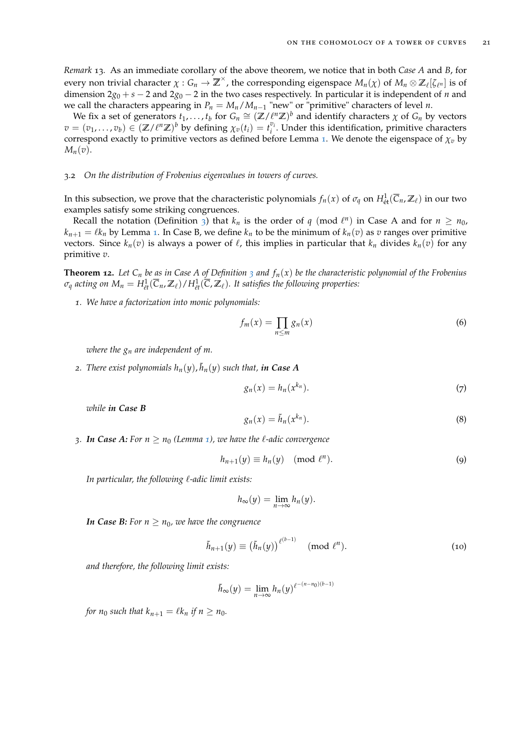*Remark* 13. As an immediate corollary of the above theorem, we notice that in both *Case A* and *B*, for every non trivial character $\chi : G_n \to \overline{\mathbb{Z}}^{\times}$, the corresponding eigenspace $M_n(\chi)$ of $M_n \otimes \mathbb{Z}_\ell[\zeta_{\ell^n}]$ is of dimension $2g_0 + s - 2$ and $2g_0 - 2$ in the two cases respectively. In particular it is independent of $n$ and we call the characters appearing in $P_n = M_n/M_{n-1}$ "new" or "primitive" characters of level $n$.

We fix a set of generators $t_1, \ldots, t_b$ for $G_n \cong (\mathbb{Z}/\ell^n\mathbb{Z})^b$ and identify characters $\chi$ of $G_n$ by vectors $v = (v_1, \ldots, v_b) \in (\mathbb{Z}/\ell^n\mathbb{Z})^b$ by defining $\chi_v(t_i) = t_i^{v_i}$. Under this identification, primitive characters correspond exactly to primitive vectors as defined before Lemma 1. We denote the eigenspace of $\chi_v$ by $M_n(v)$.

### 3.2 *On the distribution of Frobenius eigenvalues in towers of curves.*

In this subsection, we prove that the characteristic polynomials $f_n(x)$ of $\sigma_q$ on $H^1_{\text{ét}}(\overline{C}_n, \mathbb{Z}_\ell)$ in our two examples satisfy some striking congruences.

Recall the notation (Definition 3) that $k_n$ is the order of $q \pmod{\ell^n}$ in Case A and for $n \geq n_0$, $k_{n+1} = \ell k_n$ by Lemma 1. In Case B, we define $k_n$ to be the minimum of $k_n(v)$ as $v$ ranges over primitive vectors. Since $k_n(v)$ is always a power of $\ell$, this implies in particular that $k_n$ divides $k_n(v)$ for any primitive $v$.

**Theorem 12.** *Let $C_n$ be as in Case A of Definition 3 and $f_n(x)$ be the characteristic polynomial of the Frobenius $\sigma_q$ acting on $M_n = H^1_{\text{ét}}(\overline{C}_n, \mathbb{Z}_\ell)/H^1_{\text{ét}}(\overline{C}, \mathbb{Z}_\ell)$. It satisfies the following properties:*

1. *We have a factorization into monic polynomials:*
$$f_m(x) = \prod_{n \leq m} g_n(x) \tag{6}$$
*where the $g_n$ are independent of $m$.*

2. *There exist polynomials $h_n(y), \tilde{h}_n(y)$ such that, **in Case A***
$$g_n(x) = h_n(x^{k_n}). \tag{7}$$
*while **in Case B***
$$g_n(x) = \tilde{h}_n(x^{k_n}). \tag{8}$$

3. ***In Case A:** For $n \geq n_0$ (Lemma 1), we have the $\ell$-adic convergence*
$$h_{n+1}(y) \equiv h_n(y) \pmod{\ell^n}. \tag{9}$$
*In particular, the following $\ell$-adic limit exists:*
$$h_\infty(y) = \lim_{n \to \infty} h_n(y).$$
***In Case B:** For $n \geq n_0$, we have the congruence*
$$\tilde{h}_{n+1}(y) \equiv \left(\tilde{h}_n(y)\right)^{\ell^{(b-1)}} \pmod{\ell^n}. \tag{10}$$
*and therefore, the following limit exists:*
$$\tilde{h}_\infty(y) = \lim_{n \to \infty} h_n(y)^{\ell^{-(n-n_0)(b-1)}}$$
*for $n_0$ such that $k_{n+1} = \ell k_n$ if $n \geq n_0$.*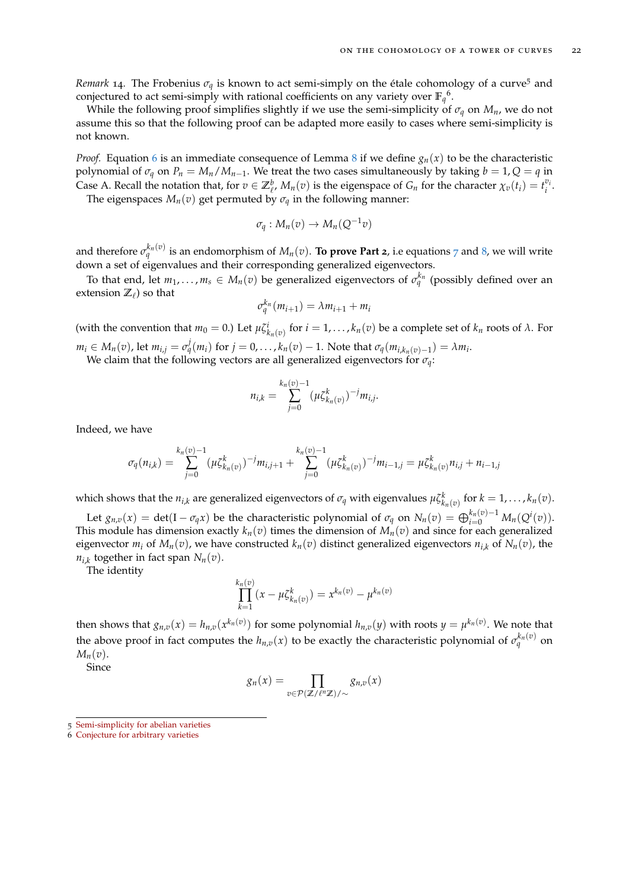*Remark* 14. The Frobenius $\sigma_q$ is known to act semi-simply on the étale cohomology of a curve[5] and conjectured to act semi-simply with rational coefficients on any variety over $\mathbb{F}_q$[6].

While the following proof simplifies slightly if we use the semi-simplicity of $\sigma_q$ on $M_n$, we do not assume this so that the following proof can be adapted more easily to cases where semi-simplicity is not known.

*Proof.* Equation 6 is an immediate consequence of Lemma 8 if we define $g_n(x)$ to be the characteristic polynomial of $\sigma_q$ on $P_n = M_n/M_{n-1}$. We treat the two cases simultaneously by taking $b = 1, Q = q$ in Case A. Recall the notation that, for $v \in \mathbb{Z}_\ell^b$, $M_n(v)$ is the eigenspace of $G_n$ for the character $\chi_v(t_i) = t_i^{v_i}$.

The eigenspaces $M_n(v)$ get permuted by $\sigma_q$ in the following manner:

$$\sigma_q : M_n(v) \to M_n(Q^{-1}v)$$

and therefore $\sigma_q^{k_n(v)}$ is an endomorphism of $M_n(v)$. **To prove Part 2**, i.e equations 7 and 8, we will write down a set of eigenvalues and their corresponding generalized eigenvectors.

To that end, let $m_1, \ldots, m_s \in M_n(v)$ be generalized eigenvectors of $\sigma_q^{k_n}$ (possibly defined over an extension $\mathbb{Z}_\ell$) so that

$$\sigma_q^{k_n}(m_{i+1}) = \lambda m_{i+1} + m_i$$

(with the convention that $m_0 = 0$.) Let $\mu\zeta_{k_n(v)}^i$ for $i = 1, \ldots, k_n(v)$ be a complete set of $k_n$ roots of $\lambda$. For $m_i \in M_n(v)$, let $m_{i,j} = \sigma_q^j(m_i)$ for $j = 0, \ldots, k_n(v) - 1$. Note that $\sigma_q(m_{i,k_n(v)-1}) = \lambda m_i$.

We claim that the following vectors are all generalized eigenvectors for $\sigma_q$:

$$n_{i,k} = \sum_{j=0}^{k_n(v)-1} (\mu\zeta_{k_n(v)}^k)^{-j} m_{i,j}.$$

Indeed, we have

$$\sigma_q(n_{i,k}) = \sum_{j=0}^{k_n(v)-1} (\mu\zeta_{k_n(v)}^k)^{-j} m_{i,j+1} + \sum_{j=0}^{k_n(v)-1} (\mu\zeta_{k_n(v)}^k)^{-j} m_{i-1,j} = \mu\zeta_{k_n(v)}^k n_{i,j} + n_{i-1,j}$$

which shows that the $n_{i,k}$ are generalized eigenvectors of $\sigma_q$ with eigenvalues $\mu\zeta_{k_n(v)}^k$ for $k = 1, \ldots, k_n(v)$.

Let $g_{n,v}(x) = \det(\mathrm{I} - \sigma_q x)$ be the characteristic polynomial of $\sigma_q$ on $N_n(v) = \bigoplus_{i=0}^{k_n(v)-1} M_n(Q^i(v))$. This module has dimension exactly $k_n(v)$ times the dimension of $M_n(v)$ and since for each generalized eigenvector $m_i$ of $M_n(v)$, we have constructed $k_n(v)$ distinct generalized eigenvectors $n_{i,k}$ of $N_n(v)$, the $n_{i,k}$ together in fact span $N_n(v)$.

The identity

$$\prod_{k=1}^{k_n(v)} (x - \mu\zeta_{k_n(v)}^k) = x^{k_n(v)} - \mu^{k_n(v)}$$

then shows that $g_{n,v}(x) = h_{n,v}(x^{k_n(v)})$ for some polynomial $h_{n,v}(y)$ with roots $y = \mu^{k_n(v)}$. We note that the above proof in fact computes the $h_{n,v}(x)$ to be exactly the characteristic polynomial of $\sigma_q^{k_n(v)}$ on $M_n(v)$.

Since

$$g_n(x) = \prod_{v \in \mathcal{P}(\mathbb{Z}/\ell^n\mathbb{Z})/\sim} g_{n,v}(x)$$

---

5 Semi-simplicity for abelian varieties

6 Conjecture for arbitrary varieties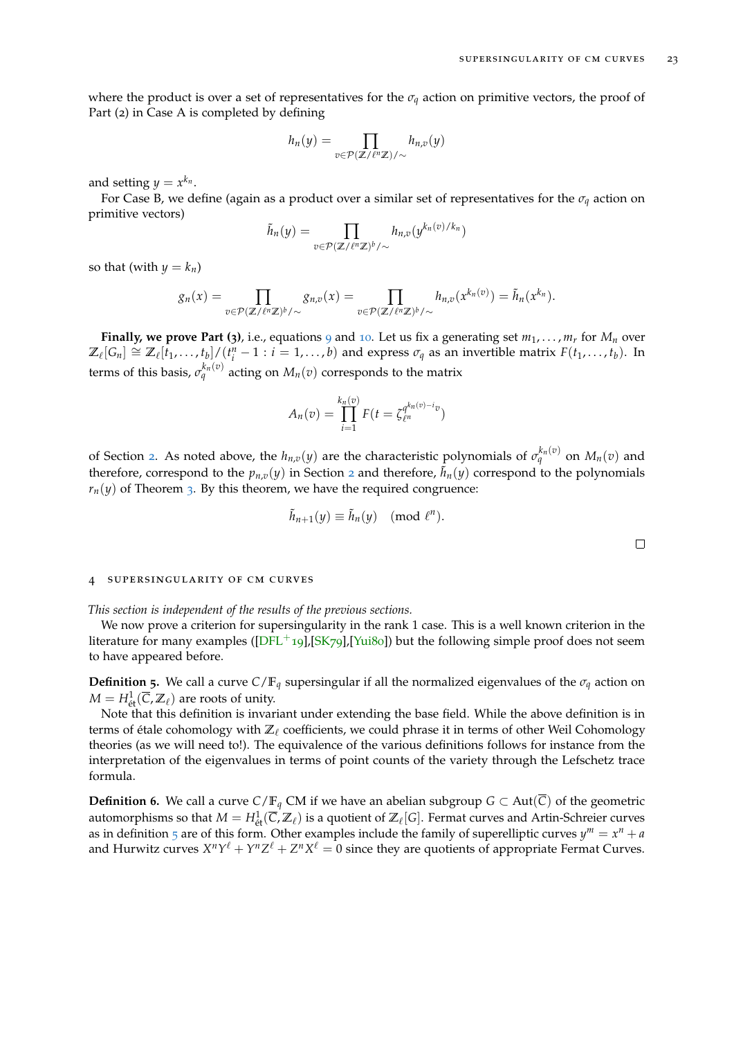where the product is over a set of representatives for the $\sigma_q$ action on primitive vectors, the proof of Part (2) in Case A is completed by defining

$$h_n(y) = \prod_{v \in \mathcal{P}(\mathbb{Z}/\ell^n\mathbb{Z})/\sim} h_{n,v}(y)$$

and setting $y = x^{k_n}$.

For Case B, we define (again as a product over a similar set of representatives for the $\sigma_q$ action on primitive vectors)

$$\tilde{h}_n(y) = \prod_{v \in \mathcal{P}(\mathbb{Z}/\ell^n\mathbb{Z})^b/\sim} h_{n,v}(y^{k_n(v)/k_n})$$

so that (with $y = k_n$)

$$g_n(x) = \prod_{v \in \mathcal{P}(\mathbb{Z}/\ell^n\mathbb{Z})^b/\sim} g_{n,v}(x) = \prod_{v \in \mathcal{P}(\mathbb{Z}/\ell^n\mathbb{Z})^b/\sim} h_{n,v}(x^{k_n(v)}) = \tilde{h}_n(x^{k_n}).$$

**Finally, we prove Part (3)**, i.e., equations 9 and 10. Let us fix a generating set $m_1, \ldots, m_r$ for $M_n$ over $\mathbb{Z}_\ell[G_n] \cong \mathbb{Z}_\ell[t_1, \ldots, t_b]/(t_i^n - 1 : i = 1, \ldots, b)$ and express $\sigma_q$ as an invertible matrix $F(t_1, \ldots, t_b)$. In terms of this basis, $\sigma_q^{k_n(v)}$ acting on $M_n(v)$ corresponds to the matrix

$$A_n(v) = \prod_{i=1}^{k_n(v)} F(t = \zeta_{\ell^n}^{q^{k_n(v)-i}v})$$

of Section 2. As noted above, the $h_{n,v}(y)$ are the characteristic polynomials of $\sigma_q^{k_n(v)}$ on $M_n(v)$ and therefore, correspond to the $p_{n,v}(y)$ in Section 2 and therefore, $\tilde{h}_n(y)$ correspond to the polynomials $r_n(y)$ of Theorem 3. By this theorem, we have the required congruence:

$$\tilde{h}_{n+1}(y) \equiv \tilde{h}_n(y) \pmod{\ell^n}.$$

□

# 4 Supersingularity of CM curves

*This section is independent of the results of the previous sections.*

We now prove a criterion for supersingularity in the rank 1 case. This is a well known criterion in the literature for many examples ([DFL+19],[SK79],[Yui80]) but the following simple proof does not seem to have appeared before.

**Definition 5.** We call a curve $C/\mathbb{F}_q$ supersingular if all the normalized eigenvalues of the $\sigma_q$ action on $M = H^1_{\text{ét}}(\overline{C}, \mathbb{Z}_\ell)$ are roots of unity.

Note that this definition is invariant under extending the base field. While the above definition is in terms of étale cohomology with $\mathbb{Z}_\ell$ coefficients, we could phrase it in terms of other Weil Cohomology theories (as we will need to!). The equivalence of the various definitions follows for instance from the interpretation of the eigenvalues in terms of point counts of the variety through the Lefschetz trace formula.

**Definition 6.** We call a curve $C/\mathbb{F}_q$ CM if we have an abelian subgroup $G \subset \text{Aut}(\overline{C})$ of the geometric automorphisms so that $M = H^1_{\text{ét}}(\overline{C}, \mathbb{Z}_\ell)$ is a quotient of $\mathbb{Z}_\ell[G]$. Fermat curves and Artin-Schreier curves as in definition 5 are of this form. Other examples include the family of superelliptic curves $y^m = x^n + a$ and Hurwitz curves $X^nY^\ell + Y^nZ^\ell + Z^nX^\ell = 0$ since they are quotients of appropriate Fermat Curves.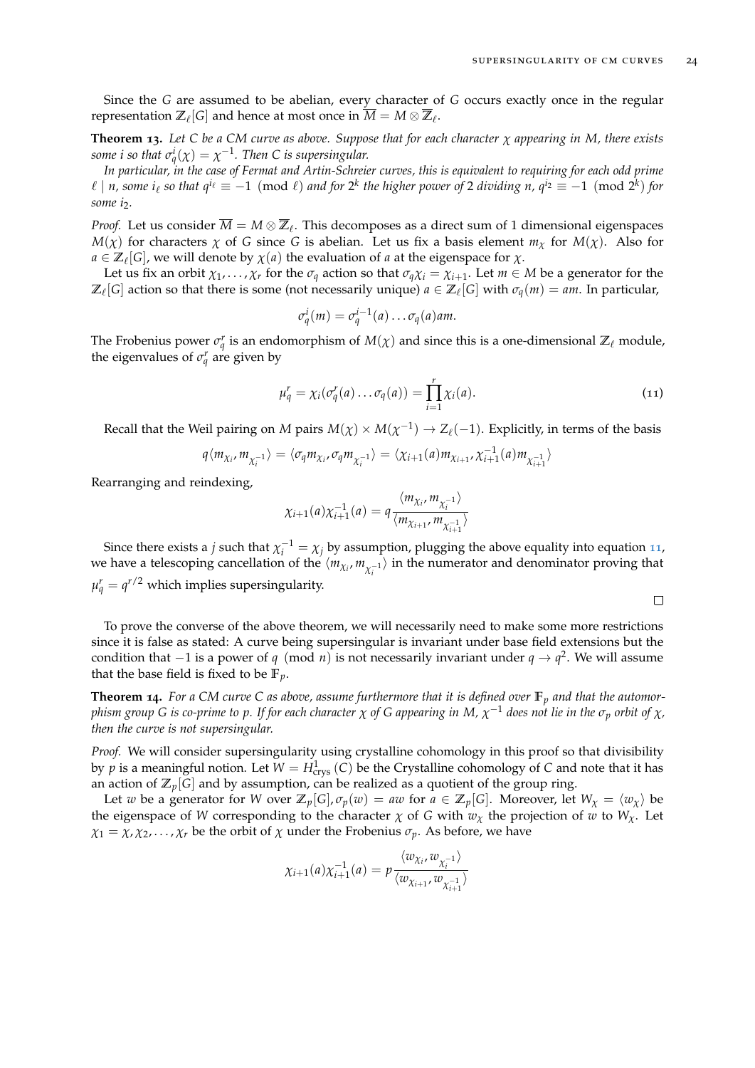Since the $G$ are assumed to be abelian, every character of $G$ occurs exactly once in the regular representation $\mathbb{Z}_\ell[G]$ and hence at most once in $\overline{M} = M \otimes \overline{\mathbb{Z}}_\ell$.

**Theorem 13.** *Let $C$ be a CM curve as above. Suppose that for each character $\chi$ appearing in $M$, there exists some $i$ so that $\sigma_q^i(\chi) = \chi^{-1}$. Then $C$ is supersingular.*

*In particular, in the case of Fermat and Artin-Schreier curves, this is equivalent to requiring for each odd prime $\ell \mid n$, some $i_\ell$ so that $q^{i_\ell} \equiv -1 \pmod{\ell}$ and for $2^k$ the higher power of 2 dividing $n$, $q^{i_2} \equiv -1 \pmod{2^k}$ for some $i_2$.*

*Proof.* Let us consider $\overline{M} = M \otimes \overline{\mathbb{Z}}_\ell$. This decomposes as a direct sum of 1 dimensional eigenspaces $M(\chi)$ for characters $\chi$ of $G$ since $G$ is abelian. Let us fix a basis element $m_\chi$ for $M(\chi)$. Also for $a \in \mathbb{Z}_\ell[G]$, we will denote by $\chi(a)$ the evaluation of $a$ at the eigenspace for $\chi$.

Let us fix an orbit $\chi_1, \dots, \chi_r$ for the $\sigma_q$ action so that $\sigma_q \chi_i = \chi_{i+1}$. Let $m \in M$ be a generator for the $\mathbb{Z}_\ell[G]$ action so that there is some (not necessarily unique) $a \in \mathbb{Z}_\ell[G]$ with $\sigma_q(m) = am$. In particular,

$$\sigma_q^i(m) = \sigma_q^{i-1}(a) \dots \sigma_q(a) am.$$

The Frobenius power $\sigma_q^r$ is an endomorphism of $M(\chi)$ and since this is a one-dimensional $\mathbb{Z}_\ell$ module, the eigenvalues of $\sigma_q^r$ are given by

$$\mu_q^r = \chi_i(\sigma_q^r(a) \dots \sigma_q(a)) = \prod_{i=1}^r \chi_i(a). \tag{11}$$

Recall that the Weil pairing on $M$ pairs $M(\chi) \times M(\chi^{-1}) \to Z_\ell(-1)$. Explicitly, in terms of the basis

$$q\langle m_{\chi_i}, m_{\chi_i^{-1}} \rangle = \langle \sigma_q m_{\chi_i}, \sigma_q m_{\chi_i^{-1}} \rangle = \langle \chi_{i+1}(a) m_{\chi_{i+1}}, \chi_{i+1}^{-1}(a) m_{\chi_{i+1}^{-1}} \rangle$$

Rearranging and reindexing,

$$\chi_{i+1}(a)\chi_{i+1}^{-1}(a) = q \frac{\langle m_{\chi_i}, m_{\chi_i^{-1}} \rangle}{\langle m_{\chi_{i+1}}, m_{\chi_{i+1}^{-1}} \rangle}$$

Since there exists a $j$ such that $\chi_i^{-1} = \chi_j$ by assumption, plugging the above equality into equation 11, we have a telescoping cancellation of the $\langle m_{\chi_i}, m_{\chi_i^{-1}} \rangle$ in the numerator and denominator proving that $\mu_q^r = q^{r/2}$ which implies supersingularity. □

To prove the converse of the above theorem, we will necessarily need to make some more restrictions since it is false as stated: A curve being supersingular is invariant under base field extensions but the condition that $-1$ is a power of $q \pmod{n}$ is not necessarily invariant under $q \to q^2$. We will assume that the base field is fixed to be $\mathbb{F}_p$.

**Theorem 14.** *For a CM curve $C$ as above, assume furthermore that it is defined over $\mathbb{F}_p$ and that the automorphism group $G$ is co-prime to $p$. If for each character $\chi$ of $G$ appearing in $M$, $\chi^{-1}$ does not lie in the $\sigma_p$ orbit of $\chi$, then the curve is not supersingular.*

*Proof.* We will consider supersingularity using crystalline cohomology in this proof so that divisibility by $p$ is a meaningful notion. Let $W = H^1_{\text{crys}}(C)$ be the Crystalline cohomology of $C$ and note that it has an action of $\mathbb{Z}_p[G]$ and by assumption, can be realized as a quotient of the group ring.

Let $w$ be a generator for $W$ over $\mathbb{Z}_p[G], \sigma_p(w) = aw$ for $a \in \mathbb{Z}_p[G]$. Moreover, let $W_\chi = \langle w_\chi \rangle$ be the eigenspace of $W$ corresponding to the character $\chi$ of $G$ with $w_\chi$ the projection of $w$ to $W_\chi$. Let $\chi_1 = \chi, \chi_2, \dots, \chi_r$ be the orbit of $\chi$ under the Frobenius $\sigma_p$. As before, we have

$$\chi_{i+1}(a)\chi_{i+1}^{-1}(a) = p \frac{\langle w_{\chi_i}, w_{\chi_i^{-1}} \rangle}{\langle w_{\chi_{i+1}}, w_{\chi_{i+1}^{-1}} \rangle}$$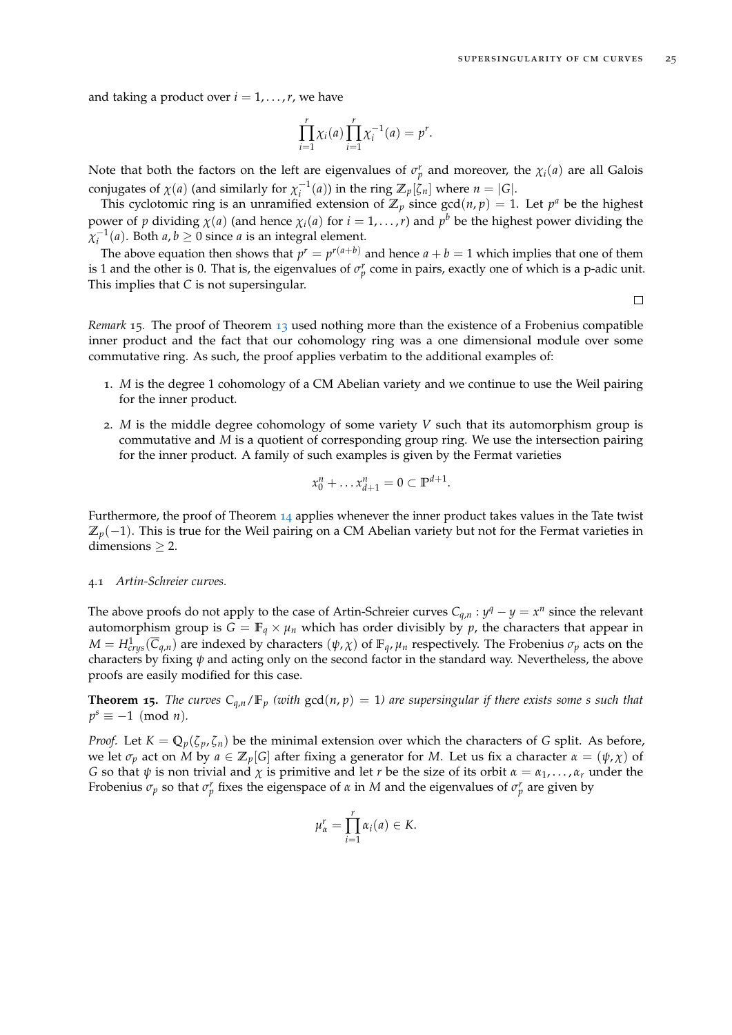and taking a product over $i = 1, \ldots, r$, we have

$$\prod_{i=1}^{r} \chi_i(a) \prod_{i=1}^{r} \chi_i^{-1}(a) = p^r.$$

Note that both the factors on the left are eigenvalues of $\sigma_p^r$ and moreover, the $\chi_i(a)$ are all Galois conjugates of $\chi(a)$ (and similarly for $\chi_i^{-1}(a)$) in the ring $\mathbb{Z}_p[\zeta_n]$ where $n = |G|$.

This cyclotomic ring is an unramified extension of $\mathbb{Z}_p$ since $\gcd(n, p) = 1$. Let $p^a$ be the highest power of $p$ dividing $\chi(a)$ (and hence $\chi_i(a)$ for $i = 1, \ldots, r$) and $p^b$ be the highest power dividing the $\chi_i^{-1}(a)$. Both $a, b \geq 0$ since $a$ is an integral element.

The above equation then shows that $p^r = p^{r(a+b)}$ and hence $a + b = 1$ which implies that one of them is 1 and the other is 0. That is, the eigenvalues of $\sigma_p^r$ come in pairs, exactly one of which is a p-adic unit. This implies that $C$ is not supersingular.

□

*Remark* 15. The proof of Theorem 13 used nothing more than the existence of a Frobenius compatible inner product and the fact that our cohomology ring was a one dimensional module over some commutative ring. As such, the proof applies verbatim to the additional examples of:

1. $M$ is the degree 1 cohomology of a CM Abelian variety and we continue to use the Weil pairing for the inner product.
2. $M$ is the middle degree cohomology of some variety $V$ such that its automorphism group is commutative and $M$ is a quotient of corresponding group ring. We use the intersection pairing for the inner product. A family of such examples is given by the Fermat varieties

$$x_0^n + \ldots x_{d+1}^n = 0 \subset \mathbb{P}^{d+1}.$$

Furthermore, the proof of Theorem 14 applies whenever the inner product takes values in the Tate twist $\mathbb{Z}_p(-1)$. This is true for the Weil pairing on a CM Abelian variety but not for the Fermat varieties in dimensions $\geq 2$.

### 4.1 *Artin-Schreier curves.*

The above proofs do not apply to the case of Artin-Schreier curves $C_{q,n} : y^q - y = x^n$ since the relevant automorphism group is $G = \mathbb{F}_q \times \mu_n$ which has order divisibly by $p$, the characters that appear in $M = H^1_{crys}(\overline{C}_{q,n})$ are indexed by characters $(\psi, \chi)$ of $\mathbb{F}_q, \mu_n$ respectively. The Frobenius $\sigma_p$ acts on the characters by fixing $\psi$ and acting only on the second factor in the standard way. Nevertheless, the above proofs are easily modified for this case.

**Theorem 15.** *The curves $C_{q,n}/\mathbb{F}_p$ (with $\gcd(n, p) = 1$) are supersingular if there exists some $s$ such that $p^s \equiv -1 \pmod{n}$.*

*Proof.* Let $K = \mathbb{Q}_p(\zeta_p, \zeta_n)$ be the minimal extension over which the characters of $G$ split. As before, we let $\sigma_p$ act on $M$ by $a \in \mathbb{Z}_p[G]$ after fixing a generator for $M$. Let us fix a character $\alpha = (\psi, \chi)$ of $G$ so that $\psi$ is non trivial and $\chi$ is primitive and let $r$ be the size of its orbit $\alpha = \alpha_1, \ldots, \alpha_r$ under the Frobenius $\sigma_p$ so that $\sigma_p^r$ fixes the eigenspace of $\alpha$ in $M$ and the eigenvalues of $\sigma_p^r$ are given by

$$\mu_\alpha^r = \prod_{i=1}^{r} \alpha_i(a) \in K.$$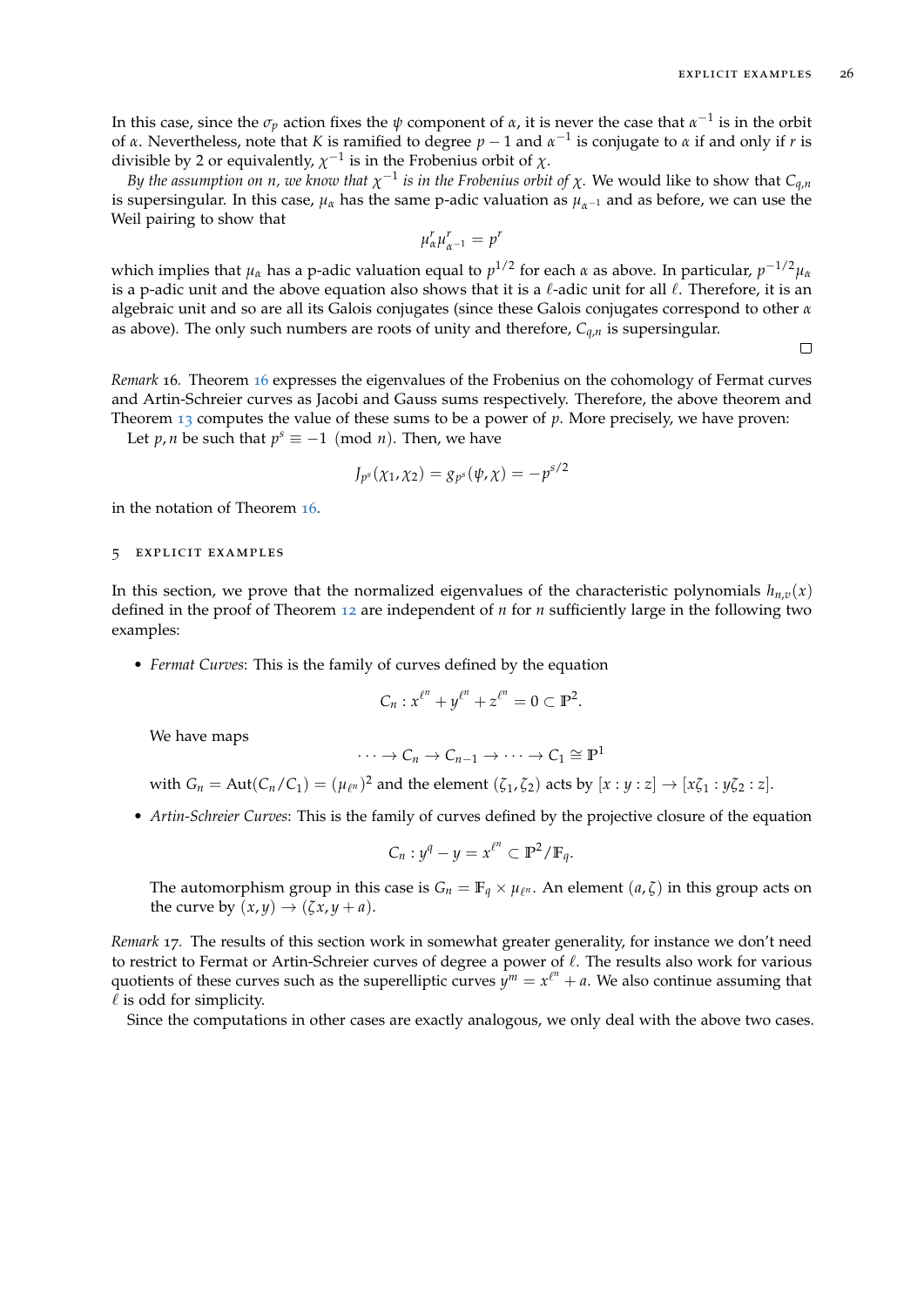In this case, since the $\sigma_p$ action fixes the $\psi$ component of $\alpha$, it is never the case that $\alpha^{-1}$ is in the orbit of $\alpha$. Nevertheless, note that $K$ is ramified to degree $p-1$ and $\alpha^{-1}$ is conjugate to $\alpha$ if and only if $r$ is divisible by 2 or equivalently, $\chi^{-1}$ is in the Frobenius orbit of $\chi$.

*By the assumption on $n$, we know that $\chi^{-1}$ is in the Frobenius orbit of $\chi$.* We would like to show that $C_{q,n}$ is supersingular. In this case, $\mu_\alpha$ has the same p-adic valuation as $\mu_{\alpha^{-1}}$ and as before, we can use the Weil pairing to show that

$$\mu_\alpha^r \mu_{\alpha^{-1}}^r = p^r$$

which implies that $\mu_\alpha$ has a p-adic valuation equal to $p^{1/2}$ for each $\alpha$ as above. In particular, $p^{-1/2}\mu_\alpha$ is a p-adic unit and the above equation also shows that it is a $\ell$-adic unit for all $\ell$. Therefore, it is an algebraic unit and so are all its Galois conjugates (since these Galois conjugates correspond to other $\alpha$ as above). The only such numbers are roots of unity and therefore, $C_{q,n}$ is supersingular. □

*Remark* 16. Theorem 16 expresses the eigenvalues of the Frobenius on the cohomology of Fermat curves and Artin-Schreier curves as Jacobi and Gauss sums respectively. Therefore, the above theorem and Theorem 13 computes the value of these sums to be a power of $p$. More precisely, we have proven:

Let $p, n$ be such that $p^s \equiv -1 \pmod{n}$. Then, we have

$$J_{p^s}(\chi_1, \chi_2) = g_{p^s}(\psi, \chi) = -p^{s/2}$$

in the notation of Theorem 16.

## 5 Explicit examples

In this section, we prove that the normalized eigenvalues of the characteristic polynomials $h_{n,v}(x)$ defined in the proof of Theorem 12 are independent of $n$ for $n$ sufficiently large in the following two examples:

- *Fermat Curves*: This is the family of curves defined by the equation

  $$C_n : x^{\ell^n} + y^{\ell^n} + z^{\ell^n} = 0 \subset \mathbb{P}^2.$$

  We have maps

  $$\cdots \to C_n \to C_{n-1} \to \cdots \to C_1 \cong \mathbb{P}^1$$

  with $G_n = \mathrm{Aut}(C_n/C_1) = (\mu_{\ell^n})^2$ and the element $(\zeta_1, \zeta_2)$ acts by $[x : y : z] \to [x\zeta_1 : y\zeta_2 : z]$.

- *Artin-Schreier Curves*: This is the family of curves defined by the projective closure of the equation

  $$C_n : y^q - y = x^{\ell^n} \subset \mathbb{P}^2/\mathbb{F}_q.$$

  The automorphism group in this case is $G_n = \mathbb{F}_q \times \mu_{\ell^n}$. An element $(a, \zeta)$ in this group acts on the curve by $(x, y) \to (\zeta x, y + a)$.

*Remark* 17. The results of this section work in somewhat greater generality, for instance we don't need to restrict to Fermat or Artin-Schreier curves of degree a power of $\ell$. The results also work for various quotients of these curves such as the superelliptic curves $y^m = x^{\ell^n} + a$. We also continue assuming that $\ell$ is odd for simplicity.

Since the computations in other cases are exactly analogous, we only deal with the above two cases.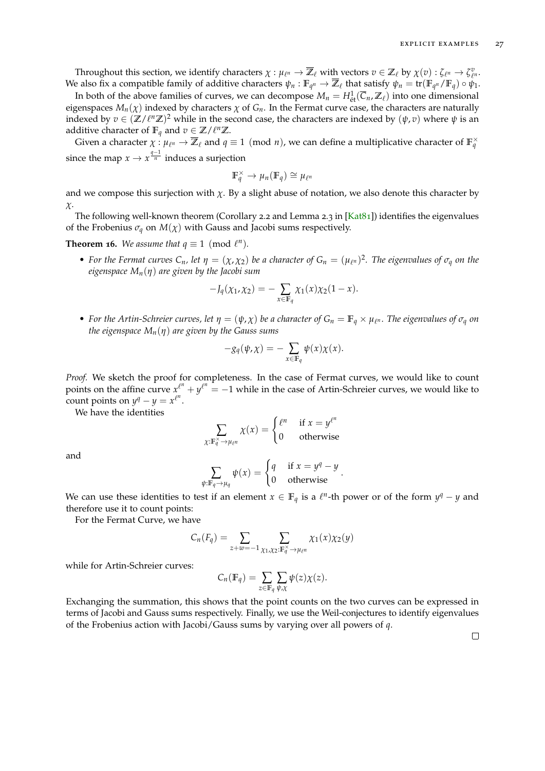Throughout this section, we identify characters $\chi : \mu_{\ell^n} \to \overline{\mathbb{Z}}_\ell$ with vectors $v \in \mathbb{Z}_\ell$ by $\chi(v) : \zeta_{\ell^n} \to \zeta_{\ell^n}^v$. We also fix a compatible family of additive characters $\psi_n : \mathbb{F}_{q^n} \to \overline{\mathbb{Z}}_\ell$ that satisfy $\psi_n = \mathrm{tr}(\mathbb{F}_{q^n}/\mathbb{F}_q) \circ \psi_1$.

In both of the above families of curves, we can decompose $M_n = H^1_{\text{ét}}(\overline{C}_n, \mathbb{Z}_\ell)$ into one dimensional eigenspaces $M_n(\chi)$ indexed by characters $\chi$ of $G_n$. In the Fermat curve case, the characters are naturally indexed by $v \in (\mathbb{Z}/\ell^n\mathbb{Z})^2$ while in the second case, the characters are indexed by $(\psi, v)$ where $\psi$ is an additive character of $\mathbb{F}_q$ and $v \in \mathbb{Z}/\ell^n\mathbb{Z}$.

Given a character $\chi : \mu_{\ell^n} \to \overline{\mathbb{Z}}_\ell$ and $q \equiv 1 \pmod{n}$, we can define a multiplicative character of $\mathbb{F}_q^\times$ since the map $x \to x^{\frac{q-1}{n}}$ induces a surjection

$$\mathbb{F}_q^\times \to \mu_n(\mathbb{F}_q) \cong \mu_{\ell^n}$$

and we compose this surjection with $\chi$. By a slight abuse of notation, we also denote this character by $\chi$.

The following well-known theorem (Corollary 2.2 and Lemma 2.3 in [Kat81]) identifies the eigenvalues of the Frobenius $\sigma_q$ on $M(\chi)$ with Gauss and Jacobi sums respectively.

**Theorem 16.** *We assume that $q \equiv 1 \pmod{\ell^n}$.*

- *For the Fermat curves $C_n$, let $\eta = (\chi, \chi_2)$ be a character of $G_n = (\mu_{\ell^n})^2$. The eigenvalues of $\sigma_q$ on the eigenspace $M_n(\eta)$ are given by the Jacobi sum*

$$-J_q(\chi_1, \chi_2) = -\sum_{x \in \mathbb{F}_q} \chi_1(x)\chi_2(1-x).$$

- *For the Artin-Schreier curves, let $\eta = (\psi, \chi)$ be a character of $G_n = \mathbb{F}_q \times \mu_{\ell^n}$. The eigenvalues of $\sigma_q$ on the eigenspace $M_n(\eta)$ are given by the Gauss sums*

$$-g_q(\psi, \chi) = -\sum_{x \in \mathbb{F}_q} \psi(x)\chi(x).$$

*Proof.* We sketch the proof for completeness. In the case of Fermat curves, we would like to count points on the affine curve $x^{\ell^n} + y^{\ell^n} = -1$ while in the case of Artin-Schreier curves, we would like to count points on $y^q - y = x^{\ell^n}$.

We have the identities

$$\sum_{\chi : \mathbb{F}_q^\times \to \mu_{\ell^n}} \chi(x) = \begin{cases} \ell^n & \text{if } x = y^{\ell^n} \\ 0 & \text{otherwise} \end{cases}$$

and

$$\sum_{\psi : \mathbb{F}_q \to \mu_q} \psi(x) = \begin{cases} q & \text{if } x = y^q - y \\ 0 & \text{otherwise} \end{cases}.$$

We can use these identities to test if an element $x \in \mathbb{F}_q$ is a $\ell^n$-th power or of the form $y^q - y$ and therefore use it to count points:

For the Fermat Curve, we have

$$C_n(F_q) = \sum_{z+w=-1} \sum_{\chi_1, \chi_2 : \mathbb{F}_q^\times \to \mu_{\ell^n}} \chi_1(x)\chi_2(y)$$

while for Artin-Schreier curves:

$$C_n(\mathbb{F}_q) = \sum_{z \in \mathbb{F}_q} \sum_{\psi, \chi} \psi(z)\chi(z).$$

Exchanging the summation, this shows that the point counts on the two curves can be expressed in terms of Jacobi and Gauss sums respectively. Finally, we use the Weil-conjectures to identify eigenvalues of the Frobenius action with Jacobi/Gauss sums by varying over all powers of $q$.

□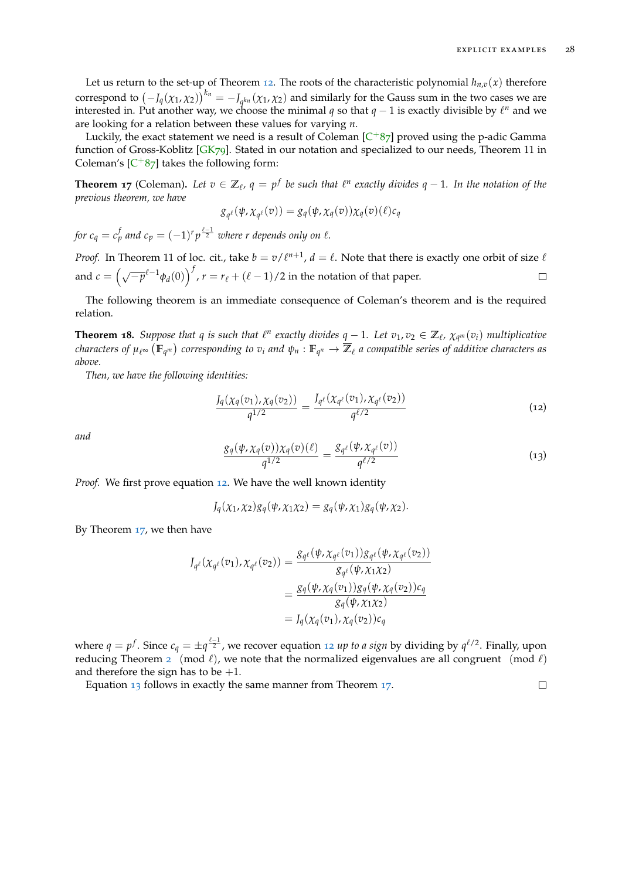Let us return to the set-up of Theorem 12. The roots of the characteristic polynomial $h_{n,v}(x)$ therefore correspond to $\left(-J_q(\chi_1,\chi_2)\right)^{k_n} = -J_{q^{k_n}}(\chi_1,\chi_2)$ and similarly for the Gauss sum in the two cases we are interested in. Put another way, we choose the minimal $q$ so that $q-1$ is exactly divisible by $\ell^n$ and we are looking for a relation between these values for varying $n$.

Luckily, the exact statement we need is a result of Coleman [C+87] proved using the p-adic Gamma function of Gross-Koblitz [GK79]. Stated in our notation and specialized to our needs, Theorem 11 in Coleman's [C+87] takes the following form:

**Theorem 17** (Coleman). *Let $v \in \mathbb{Z}_\ell$, $q = p^f$ be such that $\ell^n$ exactly divides $q-1$. In the notation of the previous theorem, we have*

$$g_{q^\ell}(\psi, \chi_{q^\ell}(v)) = g_q(\psi, \chi_q(v))\chi_q(v)(\ell)c_q$$

*for $c_q = c_p^f$ and $c_p = (-1)^r p^{\frac{\ell-1}{2}}$ where $r$ depends only on $\ell$.*

*Proof.* In Theorem 11 of loc. cit., take $b = v/\ell^{n+1}$, $d = \ell$. Note that there is exactly one orbit of size $\ell$ and $c = \left(\sqrt{-p}^{\ell-1}\phi_d(0)\right)^f$, $r = r_\ell + (\ell-1)/2$ in the notation of that paper. ☐

The following theorem is an immediate consequence of Coleman's theorem and is the required relation.

**Theorem 18.** *Suppose that $q$ is such that $\ell^n$ exactly divides $q-1$. Let $v_1, v_2 \in \mathbb{Z}_\ell$, $\chi_{q^m}(v_i)$ multiplicative characters of $\mu_{\ell^\infty}(\mathbb{F}_{q^m})$ corresponding to $v_i$ and $\psi_n : \mathbb{F}_{q^n} \to \overline{\mathbb{Z}}_\ell$ a compatible series of additive characters as above.*

*Then, we have the following identities:*

$$\frac{J_q(\chi_q(v_1), \chi_q(v_2))}{q^{1/2}} = \frac{J_{q^\ell}(\chi_{q^\ell}(v_1), \chi_{q^\ell}(v_2))}{q^{\ell/2}} \tag{12}$$

*and*

$$\frac{g_q(\psi, \chi_q(v))\chi_q(v)(\ell)}{q^{1/2}} = \frac{g_{q^\ell}(\psi, \chi_{q^\ell}(v))}{q^{\ell/2}} \tag{13}$$

*Proof.* We first prove equation 12. We have the well known identity

$$J_q(\chi_1,\chi_2)g_q(\psi,\chi_1\chi_2) = g_q(\psi,\chi_1)g_q(\psi,\chi_2).$$

By Theorem 17, we then have

$$\begin{aligned}
J_{q^\ell}(\chi_{q^\ell}(v_1), \chi_{q^\ell}(v_2)) &= \frac{g_{q^\ell}(\psi, \chi_{q^\ell}(v_1))g_{q^\ell}(\psi, \chi_{q^\ell}(v_2))}{g_{q^\ell}(\psi, \chi_1\chi_2)} \\
&= \frac{g_q(\psi, \chi_q(v_1))g_q(\psi, \chi_q(v_2))c_q}{g_q(\psi, \chi_1\chi_2)} \\
&= J_q(\chi_q(v_1), \chi_q(v_2))c_q
\end{aligned}$$

where $q = p^f$. Since $c_q = \pm q^{\frac{\ell-1}{2}}$, we recover equation 12 *up to a sign* by dividing by $q^{\ell/2}$. Finally, upon reducing Theorem 2 $\pmod{\ell}$, we note that the normalized eigenvalues are all congruent $\pmod{\ell}$ and therefore the sign has to be $+1$.

Equation 13 follows in exactly the same manner from Theorem 17. ☐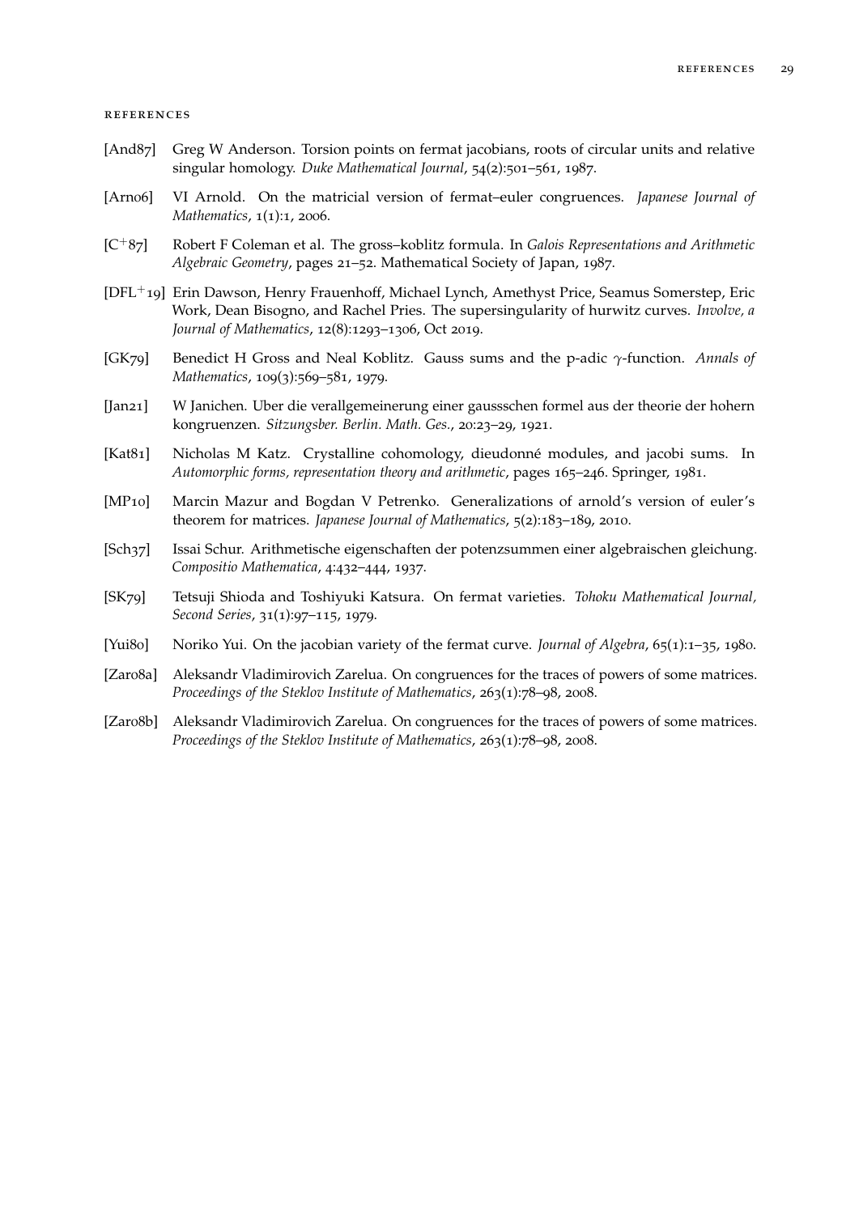## References

- [And87] Greg W Anderson. Torsion points on fermat jacobians, roots of circular units and relative singular homology. *Duke Mathematical Journal*, 54(2):501–561, 1987.
- [Arn06] VI Arnold. On the matricial version of fermat–euler congruences. *Japanese Journal of Mathematics*, 1(1):1, 2006.
- [C$^+$87] Robert F Coleman et al. The gross–koblitz formula. In *Galois Representations and Arithmetic Algebraic Geometry*, pages 21–52. Mathematical Society of Japan, 1987.
- [DFL$^+$19] Erin Dawson, Henry Frauenhoff, Michael Lynch, Amethyst Price, Seamus Somerstep, Eric Work, Dean Bisogno, and Rachel Pries. The supersingularity of hurwitz curves. *Involve, a Journal of Mathematics*, 12(8):1293–1306, Oct 2019.
- [GK79] Benedict H Gross and Neal Koblitz. Gauss sums and the p-adic $\gamma$-function. *Annals of Mathematics*, 109(3):569–581, 1979.
- [Jan21] W Janichen. Uber die verallgemeinerung einer gaussschen formel aus der theorie der hohern kongruenzen. *Sitzungsber. Berlin. Math. Ges.*, 20:23–29, 1921.
- [Kat81] Nicholas M Katz. Crystalline cohomology, dieudonné modules, and jacobi sums. In *Automorphic forms, representation theory and arithmetic*, pages 165–246. Springer, 1981.
- [MP10] Marcin Mazur and Bogdan V Petrenko. Generalizations of arnold's version of euler's theorem for matrices. *Japanese Journal of Mathematics*, 5(2):183–189, 2010.
- [Sch37] Issai Schur. Arithmetische eigenschaften der potenzsummen einer algebraischen gleichung. *Compositio Mathematica*, 4:432–444, 1937.
- [SK79] Tetsuji Shioda and Toshiyuki Katsura. On fermat varieties. *Tohoku Mathematical Journal, Second Series*, 31(1):97–115, 1979.
- [Yui80] Noriko Yui. On the jacobian variety of the fermat curve. *Journal of Algebra*, 65(1):1–35, 1980.
- [Zar08a] Aleksandr Vladimirovich Zarelua. On congruences for the traces of powers of some matrices. *Proceedings of the Steklov Institute of Mathematics*, 263(1):78–98, 2008.
- [Zar08b] Aleksandr Vladimirovich Zarelua. On congruences for the traces of powers of some matrices. *Proceedings of the Steklov Institute of Mathematics*, 263(1):78–98, 2008.